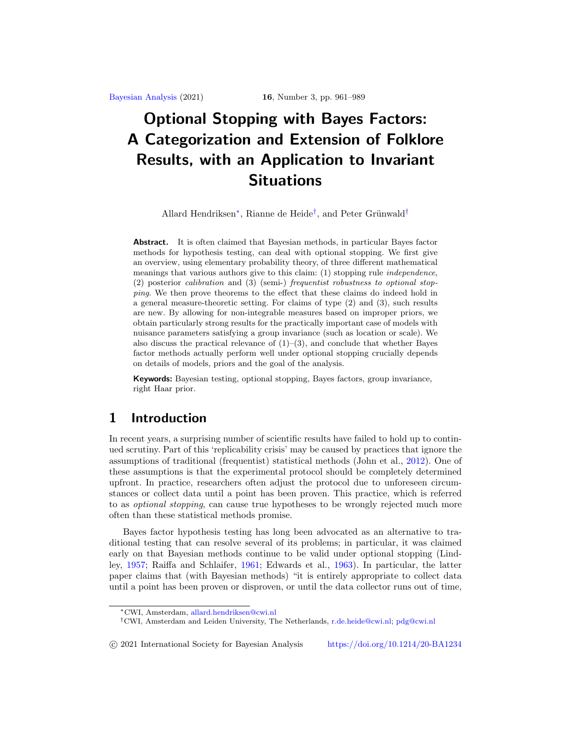# Optional Stopping with Bayes Factors: A Categorization and Extension of Folklore Results, with an Application to Invariant Situations

Allard Hendriksen[*], Rianne de Heide[†], and Peter Grünwald[†]

**Abstract.** It is often claimed that Bayesian methods, in particular Bayes factor methods for hypothesis testing, can deal with optional stopping. We first give an overview, using elementary probability theory, of three different mathematical meanings that various authors give to this claim: (1) stopping rule *independence*, (2) posterior *calibration* and (3) (semi-) *frequentist robustness to optional stopping*. We then prove theorems to the effect that these claims do indeed hold in a general measure-theoretic setting. For claims of type (2) and (3), such results are new. By allowing for non-integrable measures based on improper priors, we obtain particularly strong results for the practically important case of models with nuisance parameters satisfying a group invariance (such as location or scale). We also discuss the practical relevance of (1)–(3), and conclude that whether Bayes factor methods actually perform well under optional stopping crucially depends on details of models, priors and the goal of the analysis.

**Keywords:** Bayesian testing, optional stopping, Bayes factors, group invariance, right Haar prior.

## 1 Introduction

In recent years, a surprising number of scientific results have failed to hold up to continued scrutiny. Part of this 'replicability crisis' may be caused by practices that ignore the assumptions of traditional (frequentist) statistical methods (John et al., 2012). One of these assumptions is that the experimental protocol should be completely determined upfront. In practice, researchers often adjust the protocol due to unforeseen circumstances or collect data until a point has been proven. This practice, which is referred to as *optional stopping*, can cause true hypotheses to be wrongly rejected much more often than these statistical methods promise.

Bayes factor hypothesis testing has long been advocated as an alternative to traditional testing that can resolve several of its problems; in particular, it was claimed early on that Bayesian methods continue to be valid under optional stopping (Lindley, 1957; Raiffa and Schlaifer, 1961; Edwards et al., 1963). In particular, the latter paper claims that (with Bayesian methods) "it is entirely appropriate to collect data until a point has been proven or disproven, or until the data collector runs out of time,

---

[*] CWI, Amsterdam, allard.hendriksen@cwi.nl

[†] CWI, Amsterdam and Leiden University, The Netherlands, r.de.heide@cwi.nl; pdg@cwi.nl

© 2021 International Society for Bayesian Analysis https://doi.org/10.1214/20-BA1234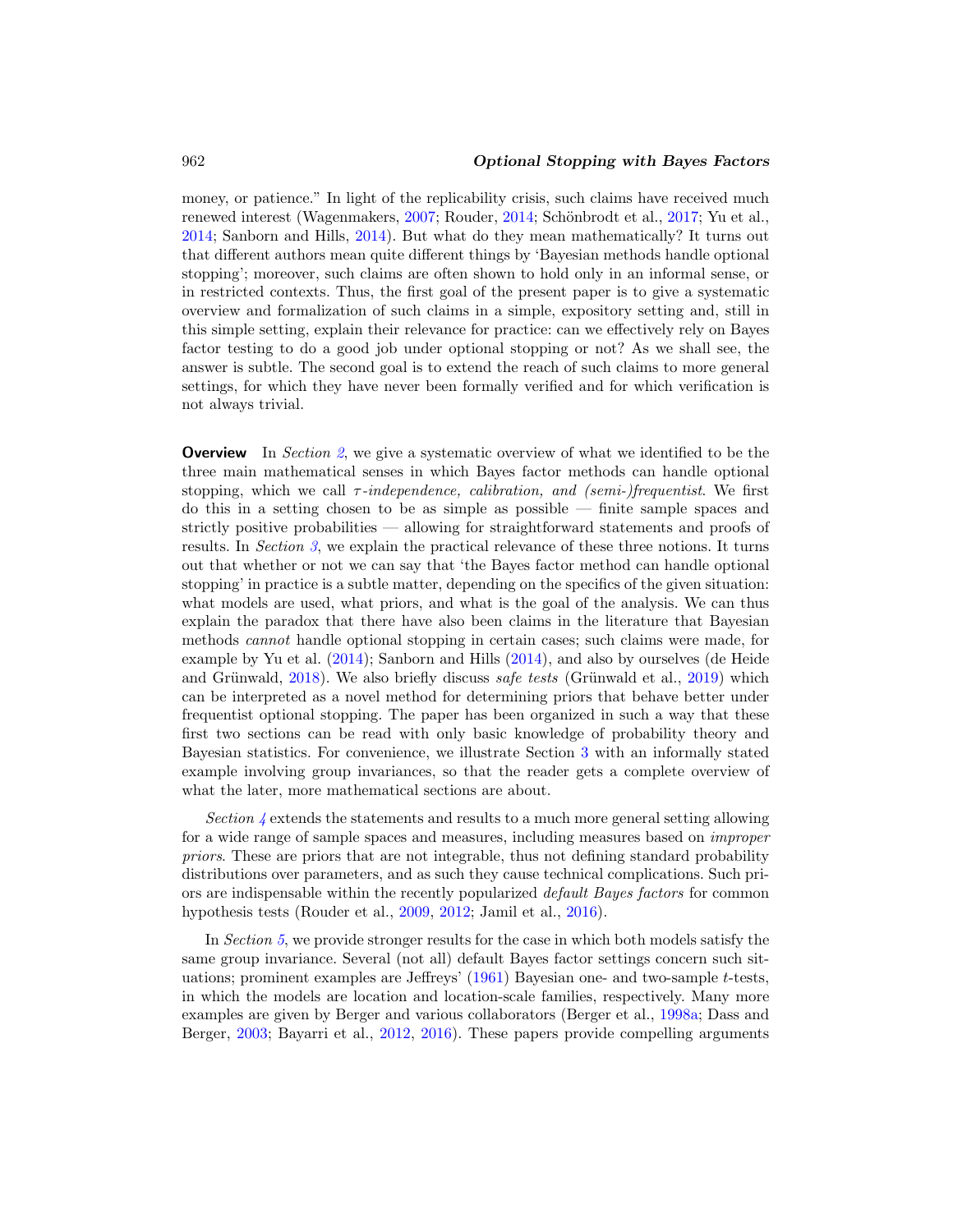money, or patience." In light of the replicability crisis, such claims have received much renewed interest (Wagenmakers, 2007; Rouder, 2014; Schönbrodt et al., 2017; Yu et al., 2014; Sanborn and Hills, 2014). But what do they mean mathematically? It turns out that different authors mean quite different things by 'Bayesian methods handle optional stopping'; moreover, such claims are often shown to hold only in an informal sense, or in restricted contexts. Thus, the first goal of the present paper is to give a systematic overview and formalization of such claims in a simple, expository setting and, still in this simple setting, explain their relevance for practice: can we effectively rely on Bayes factor testing to do a good job under optional stopping or not? As we shall see, the answer is subtle. The second goal is to extend the reach of such claims to more general settings, for which they have never been formally verified and for which verification is not always trivial.

**Overview** In *Section 2*, we give a systematic overview of what we identified to be the three main mathematical senses in which Bayes factor methods can handle optional stopping, which we call *$\tau$-independence, calibration, and (semi-)frequentist*. We first do this in a setting chosen to be as simple as possible — finite sample spaces and strictly positive probabilities — allowing for straightforward statements and proofs of results. In *Section 3*, we explain the practical relevance of these three notions. It turns out that whether or not we can say that 'the Bayes factor method can handle optional stopping' in practice is a subtle matter, depending on the specifics of the given situation: what models are used, what priors, and what is the goal of the analysis. We can thus explain the paradox that there have also been claims in the literature that Bayesian methods *cannot* handle optional stopping in certain cases; such claims were made, for example by Yu et al. (2014); Sanborn and Hills (2014), and also by ourselves (de Heide and Grünwald, 2018). We also briefly discuss *safe tests* (Grünwald et al., 2019) which can be interpreted as a novel method for determining priors that behave better under frequentist optional stopping. The paper has been organized in such a way that these first two sections can be read with only basic knowledge of probability theory and Bayesian statistics. For convenience, we illustrate Section 3 with an informally stated example involving group invariances, so that the reader gets a complete overview of what the later, more mathematical sections are about.

*Section 4* extends the statements and results to a much more general setting allowing for a wide range of sample spaces and measures, including measures based on *improper priors*. These are priors that are not integrable, thus not defining standard probability distributions over parameters, and as such they cause technical complications. Such priors are indispensable within the recently popularized *default Bayes factors* for common hypothesis tests (Rouder et al., 2009, 2012; Jamil et al., 2016).

In *Section 5*, we provide stronger results for the case in which both models satisfy the same group invariance. Several (not all) default Bayes factor settings concern such situations; prominent examples are Jeffreys' (1961) Bayesian one- and two-sample $t$-tests, in which the models are location and location-scale families, respectively. Many more examples are given by Berger and various collaborators (Berger et al., 1998a; Dass and Berger, 2003; Bayarri et al., 2012, 2016). These papers provide compelling arguments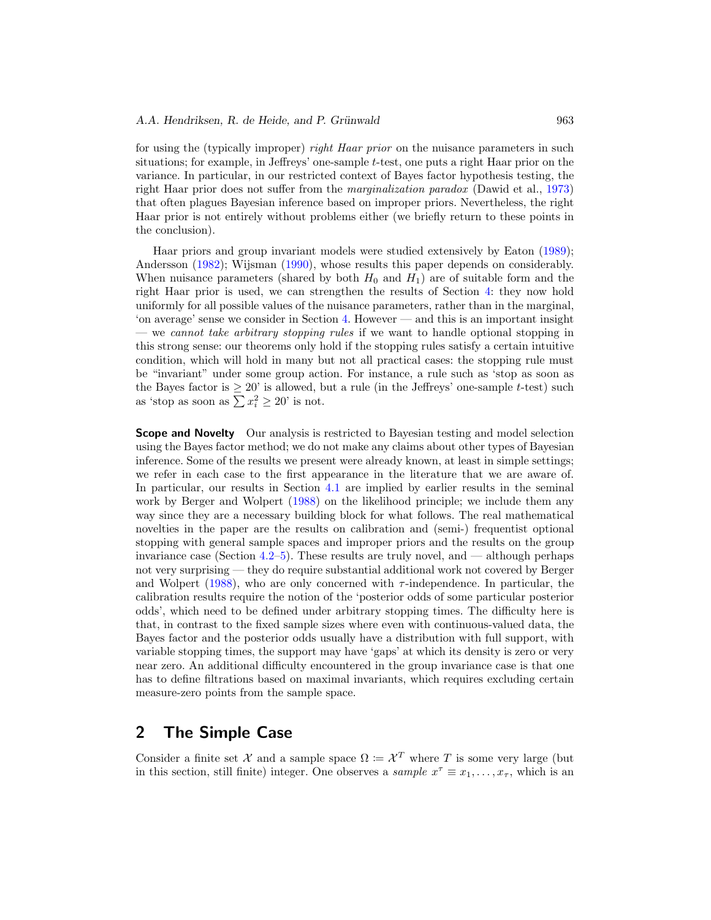for using the (typically improper) *right Haar prior* on the nuisance parameters in such situations; for example, in Jeffreys' one-sample $t$-test, one puts a right Haar prior on the variance. In particular, in our restricted context of Bayes factor hypothesis testing, the right Haar prior does not suffer from the *marginalization paradox* (Dawid et al., 1973) that often plagues Bayesian inference based on improper priors. Nevertheless, the right Haar prior is not entirely without problems either (we briefly return to these points in the conclusion).

Haar priors and group invariant models were studied extensively by Eaton (1989); Andersson (1982); Wijsman (1990), whose results this paper depends on considerably. When nuisance parameters (shared by both $H_0$ and $H_1$) are of suitable form and the right Haar prior is used, we can strengthen the results of Section 4: they now hold uniformly for all possible values of the nuisance parameters, rather than in the marginal, 'on average' sense we consider in Section 4. However — and this is an important insight — we *cannot take arbitrary stopping rules* if we want to handle optional stopping in this strong sense: our theorems only hold if the stopping rules satisfy a certain intuitive condition, which will hold in many but not all practical cases: the stopping rule must be "invariant" under some group action. For instance, a rule such as 'stop as soon as the Bayes factor is $\geq 20$' is allowed, but a rule (in the Jeffreys' one-sample $t$-test) such as 'stop as soon as $\sum x_i^2 \geq 20$' is not.

**Scope and Novelty** Our analysis is restricted to Bayesian testing and model selection using the Bayes factor method; we do not make any claims about other types of Bayesian inference. Some of the results we present were already known, at least in simple settings; we refer in each case to the first appearance in the literature that we are aware of. In particular, our results in Section 4.1 are implied by earlier results in the seminal work by Berger and Wolpert (1988) on the likelihood principle; we include them any way since they are a necessary building block for what follows. The real mathematical novelties in the paper are the results on calibration and (semi-) frequentist optional stopping with general sample spaces and improper priors and the results on the group invariance case (Section 4.2–5). These results are truly novel, and — although perhaps not very surprising — they do require substantial additional work not covered by Berger and Wolpert (1988), who are only concerned with $\tau$-independence. In particular, the calibration results require the notion of the 'posterior odds of some particular posterior odds', which need to be defined under arbitrary stopping times. The difficulty here is that, in contrast to the fixed sample sizes where even with continuous-valued data, the Bayes factor and the posterior odds usually have a distribution with full support, with variable stopping times, the support may have 'gaps' at which its density is zero or very near zero. An additional difficulty encountered in the group invariance case is that one has to define filtrations based on maximal invariants, which requires excluding certain measure-zero points from the sample space.

## 2 The Simple Case

Consider a finite set $\mathcal{X}$ and a sample space $\Omega := \mathcal{X}^T$ where $T$ is some very large (but in this section, still finite) integer. One observes a *sample* $x^\tau \equiv x_1, \ldots, x_\tau$, which is an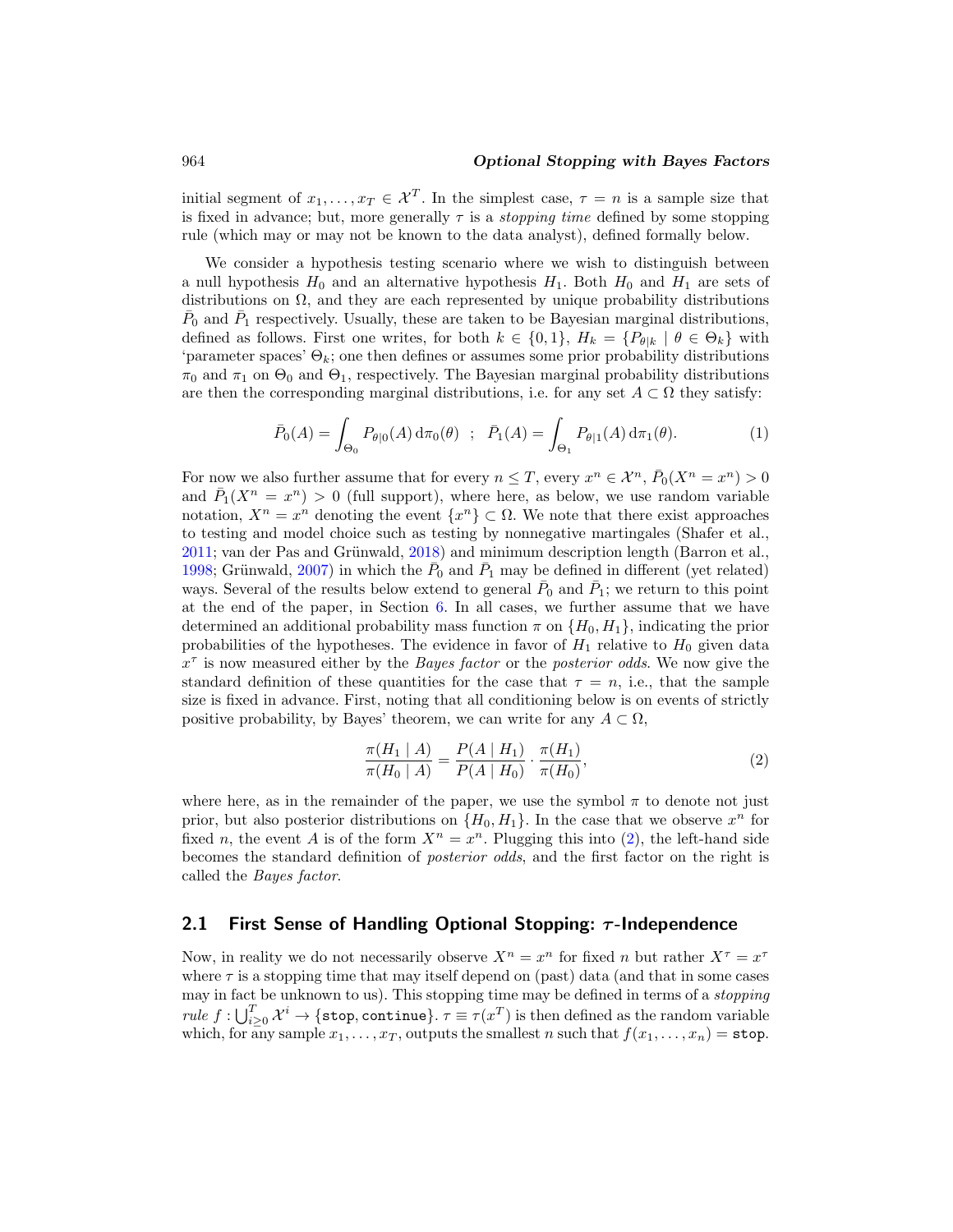initial segment of $x_1, \ldots, x_T \in \mathcal{X}^T$. In the simplest case, $\tau = n$ is a sample size that is fixed in advance; but, more generally $\tau$ is a *stopping time* defined by some stopping rule (which may or may not be known to the data analyst), defined formally below.

We consider a hypothesis testing scenario where we wish to distinguish between a null hypothesis $H_0$ and an alternative hypothesis $H_1$. Both $H_0$ and $H_1$ are sets of distributions on $\Omega$, and they are each represented by unique probability distributions $\bar{P}_0$ and $\bar{P}_1$ respectively. Usually, these are taken to be Bayesian marginal distributions, defined as follows. First one writes, for both $k \in \{0, 1\}$, $H_k = \{P_{\theta|k} \mid \theta \in \Theta_k\}$ with 'parameter spaces' $\Theta_k$; one then defines or assumes some prior probability distributions $\pi_0$ and $\pi_1$ on $\Theta_0$ and $\Theta_1$, respectively. The Bayesian marginal probability distributions are then the corresponding marginal distributions, i.e. for any set $A \subset \Omega$ they satisfy:

$$\bar{P}_0(A) = \int_{\Theta_0} P_{\theta|0}(A) \, \mathrm{d}\pi_0(\theta) \quad ; \quad \bar{P}_1(A) = \int_{\Theta_1} P_{\theta|1}(A) \, \mathrm{d}\pi_1(\theta). \tag{1}$$

For now we also further assume that for every $n \leq T$, every $x^n \in \mathcal{X}^n$, $\bar{P}_0(X^n = x^n) > 0$ and $\bar{P}_1(X^n = x^n) > 0$ (full support), where here, as below, we use random variable notation, $X^n = x^n$ denoting the event $\{x^n\} \subset \Omega$. We note that there exist approaches to testing and model choice such as testing by nonnegative martingales (Shafer et al., 2011; van der Pas and Grünwald, 2018) and minimum description length (Barron et al., 1998; Grünwald, 2007) in which the $\bar{P}_0$ and $\bar{P}_1$ may be defined in different (yet related) ways. Several of the results below extend to general $\bar{P}_0$ and $\bar{P}_1$; we return to this point at the end of the paper, in Section 6. In all cases, we further assume that we have determined an additional probability mass function $\pi$ on $\{H_0, H_1\}$, indicating the prior probabilities of the hypotheses. The evidence in favor of $H_1$ relative to $H_0$ given data $x^\tau$ is now measured either by the *Bayes factor* or the *posterior odds*. We now give the standard definition of these quantities for the case that $\tau = n$, i.e., that the sample size is fixed in advance. First, noting that all conditioning below is on events of strictly positive probability, by Bayes' theorem, we can write for any $A \subset \Omega$,

$$\frac{\pi(H_1 \mid A)}{\pi(H_0 \mid A)} = \frac{P(A \mid H_1)}{P(A \mid H_0)} \cdot \frac{\pi(H_1)}{\pi(H_0)}, \tag{2}$$

where here, as in the remainder of the paper, we use the symbol $\pi$ to denote not just prior, but also posterior distributions on $\{H_0, H_1\}$. In the case that we observe $x^n$ for fixed $n$, the event $A$ is of the form $X^n = x^n$. Plugging this into (2), the left-hand side becomes the standard definition of *posterior odds*, and the first factor on the right is called the *Bayes factor*.

## 2.1 First Sense of Handling Optional Stopping: $\tau$-Independence

Now, in reality we do not necessarily observe $X^n = x^n$ for fixed $n$ but rather $X^\tau = x^\tau$ where $\tau$ is a stopping time that may itself depend on (past) data (and that in some cases may in fact be unknown to us). This stopping time may be defined in terms of a *stopping rule* $f : \bigcup_{i \geq 0}^{T} \mathcal{X}^i \to \{\texttt{stop}, \texttt{continue}\}$. $\tau \equiv \tau(x^T)$ is then defined as the random variable which, for any sample $x_1, \ldots, x_T$, outputs the smallest $n$ such that $f(x_1, \ldots, x_n) = \texttt{stop}$.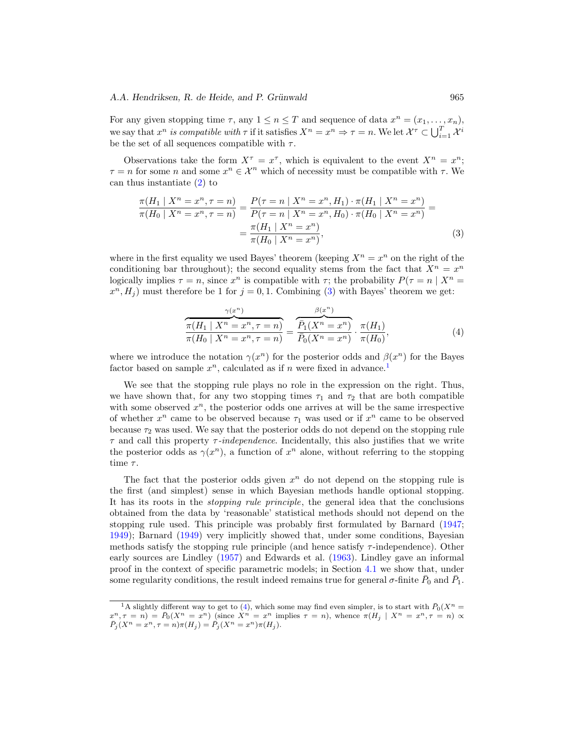For any given stopping time $\tau$, any $1 \leq n \leq T$ and sequence of data $x^n = (x_1, \ldots, x_n)$, we say that $x^n$ *is compatible with* $\tau$ if it satisfies $X^n = x^n \Rightarrow \tau = n$. We let $\mathcal{X}^\tau \subset \bigcup_{i=1}^T \mathcal{X}^i$ be the set of all sequences compatible with $\tau$.

Observations take the form $X^\tau = x^\tau$, which is equivalent to the event $X^n = x^n$; $\tau = n$ for some $n$ and some $x^n \in \mathcal{X}^n$ which of necessity must be compatible with $\tau$. We can thus instantiate (2) to

$$
\begin{aligned}
\frac{\pi(H_1 \mid X^n = x^n, \tau = n)}{\pi(H_0 \mid X^n = x^n, \tau = n)} &= \frac{P(\tau = n \mid X^n = x^n, H_1) \cdot \pi(H_1 \mid X^n = x^n)}{P(\tau = n \mid X^n = x^n, H_0) \cdot \pi(H_0 \mid X^n = x^n)} = \\
&= \frac{\pi(H_1 \mid X^n = x^n)}{\pi(H_0 \mid X^n = x^n)},
\end{aligned} \tag{3}
$$

where in the first equality we used Bayes' theorem (keeping $X^n = x^n$ on the right of the conditioning bar throughout); the second equality stems from the fact that $X^n = x^n$ logically implies $\tau = n$, since $x^n$ is compatible with $\tau$; the probability $P(\tau = n \mid X^n = x^n, H_j)$ must therefore be 1 for $j = 0, 1$. Combining (3) with Bayes' theorem we get:

$$
\overbrace{\frac{\pi(H_1 \mid X^n = x^n, \tau = n)}{\pi(H_0 \mid X^n = x^n, \tau = n)}}^{\gamma(x^n)} = \overbrace{\frac{\bar{P}_1(X^n = x^n)}{\bar{P}_0(X^n = x^n)}}^{\beta(x^n)} \cdot \frac{\pi(H_1)}{\pi(H_0)}, \tag{4}
$$

where we introduce the notation $\gamma(x^n)$ for the posterior odds and $\beta(x^n)$ for the Bayes factor based on sample $x^n$, calculated as if $n$ were fixed in advance.[1]

We see that the stopping rule plays no role in the expression on the right. Thus, we have shown that, for any two stopping times $\tau_1$ and $\tau_2$ that are both compatible with some observed $x^n$, the posterior odds one arrives at will be the same irrespective of whether $x^n$ came to be observed because $\tau_1$ was used or if $x^n$ came to be observed because $\tau_2$ was used. We say that the posterior odds do not depend on the stopping rule $\tau$ and call this property $\tau$*-independence*. Incidentally, this also justifies that we write the posterior odds as $\gamma(x^n)$, a function of $x^n$ alone, without referring to the stopping time $\tau$.

The fact that the posterior odds given $x^n$ do not depend on the stopping rule is the first (and simplest) sense in which Bayesian methods handle optional stopping. It has its roots in the *stopping rule principle*, the general idea that the conclusions obtained from the data by 'reasonable' statistical methods should not depend on the stopping rule used. This principle was probably first formulated by Barnard (1947; 1949); Barnard (1949) very implicitly showed that, under some conditions, Bayesian methods satisfy the stopping rule principle (and hence satisfy $\tau$-independence). Other early sources are Lindley (1957) and Edwards et al. (1963). Lindley gave an informal proof in the context of specific parametric models; in Section 4.1 we show that, under some regularity conditions, the result indeed remains true for general $\sigma$-finite $\bar{P}_0$ and $\bar{P}_1$.

[1] A slightly different way to get to (4), which some may find even simpler, is to start with $\bar{P}_0(X^n = x^n, \tau = n) = \bar{P}_0(X^n = x^n)$ (since $X^n = x^n$ implies $\tau = n$), whence $\pi(H_j \mid X^n = x^n, \tau = n) \propto \bar{P}_j(X^n = x^n, \tau = n)\pi(H_j) = \bar{P}_j(X^n = x^n)\pi(H_j)$.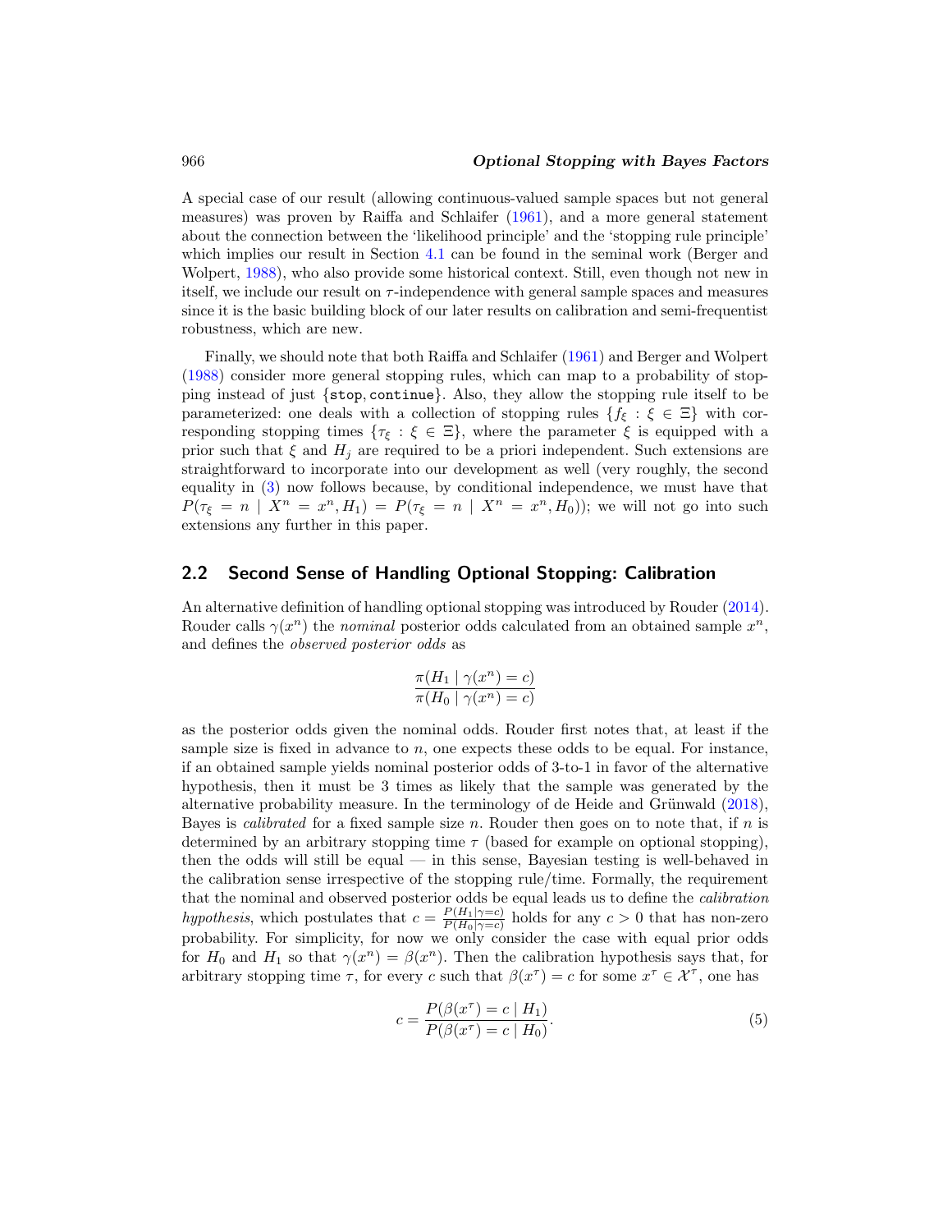A special case of our result (allowing continuous-valued sample spaces but not general measures) was proven by Raiffa and Schlaifer (1961), and a more general statement about the connection between the 'likelihood principle' and the 'stopping rule principle' which implies our result in Section 4.1 can be found in the seminal work (Berger and Wolpert, 1988), who also provide some historical context. Still, even though not new in itself, we include our result on $\tau$-independence with general sample spaces and measures since it is the basic building block of our later results on calibration and semi-frequentist robustness, which are new.

Finally, we should note that both Raiffa and Schlaifer (1961) and Berger and Wolpert (1988) consider more general stopping rules, which can map to a probability of stopping instead of just $\{\texttt{stop}, \texttt{continue}\}$. Also, they allow the stopping rule itself to be parameterized: one deals with a collection of stopping rules $\{f_\xi : \xi \in \Xi\}$ with corresponding stopping times $\{\tau_\xi : \xi \in \Xi\}$, where the parameter $\xi$ is equipped with a prior such that $\xi$ and $H_j$ are required to be a priori independent. Such extensions are straightforward to incorporate into our development as well (very roughly, the second equality in (3) now follows because, by conditional independence, we must have that $P(\tau_\xi = n \mid X^n = x^n, H_1) = P(\tau_\xi = n \mid X^n = x^n, H_0)$); we will not go into such extensions any further in this paper.

## 2.2 Second Sense of Handling Optional Stopping: Calibration

An alternative definition of handling optional stopping was introduced by Rouder (2014). Rouder calls $\gamma(x^n)$ the *nominal* posterior odds calculated from an obtained sample $x^n$, and defines the *observed posterior odds* as

$$\frac{\pi(H_1 \mid \gamma(x^n) = c)}{\pi(H_0 \mid \gamma(x^n) = c)}$$

as the posterior odds given the nominal odds. Rouder first notes that, at least if the sample size is fixed in advance to $n$, one expects these odds to be equal. For instance, if an obtained sample yields nominal posterior odds of 3-to-1 in favor of the alternative hypothesis, then it must be 3 times as likely that the sample was generated by the alternative probability measure. In the terminology of de Heide and Grünwald (2018), Bayes is *calibrated* for a fixed sample size $n$. Rouder then goes on to note that, if $n$ is determined by an arbitrary stopping time $\tau$ (based for example on optional stopping), then the odds will still be equal — in this sense, Bayesian testing is well-behaved in the calibration sense irrespective of the stopping rule/time. Formally, the requirement that the nominal and observed posterior odds be equal leads us to define the *calibration hypothesis*, which postulates that $c = \frac{P(H_1 \mid \gamma = c)}{P(H_0 \mid \gamma = c)}$ holds for any $c > 0$ that has non-zero probability. For simplicity, for now we only consider the case with equal prior odds for $H_0$ and $H_1$ so that $\gamma(x^n) = \beta(x^n)$. Then the calibration hypothesis says that, for arbitrary stopping time $\tau$, for every $c$ such that $\beta(x^\tau) = c$ for some $x^\tau \in \mathcal{X}^\tau$, one has

$$c = \frac{P(\beta(x^\tau) = c \mid H_1)}{P(\beta(x^\tau) = c \mid H_0)}. \tag{5}$$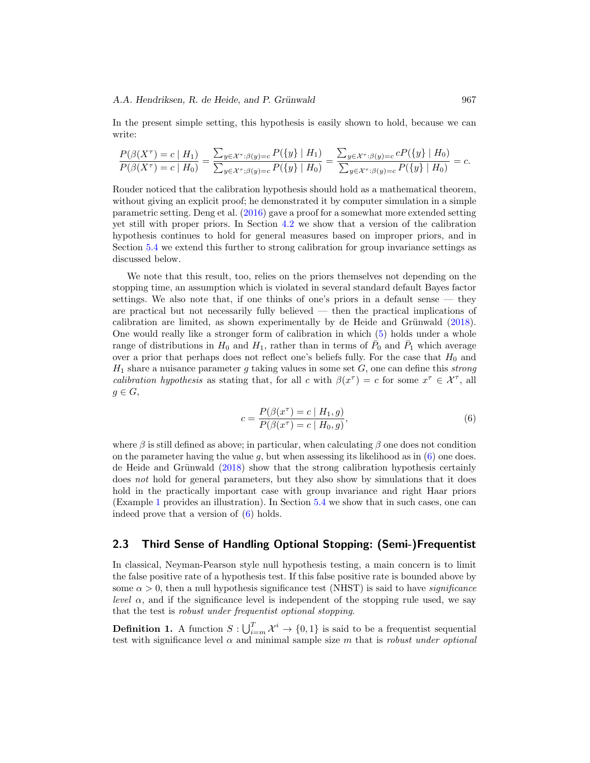In the present simple setting, this hypothesis is easily shown to hold, because we can write:

$$\frac{P(\beta(X^\tau) = c \mid H_1)}{P(\beta(X^\tau) = c \mid H_0)} = \frac{\sum_{y \in \mathcal{X}^\tau: \beta(y) = c} P(\{y\} \mid H_1)}{\sum_{y \in \mathcal{X}^\tau: \beta(y) = c} P(\{y\} \mid H_0)} = \frac{\sum_{y \in \mathcal{X}^\tau: \beta(y) = c} c P(\{y\} \mid H_0)}{\sum_{y \in \mathcal{X}^\tau: \beta(y) = c} P(\{y\} \mid H_0)} = c.$$

Rouder noticed that the calibration hypothesis should hold as a mathematical theorem, without giving an explicit proof; he demonstrated it by computer simulation in a simple parametric setting. Deng et al. (2016) gave a proof for a somewhat more extended setting yet still with proper priors. In Section 4.2 we show that a version of the calibration hypothesis continues to hold for general measures based on improper priors, and in Section 5.4 we extend this further to strong calibration for group invariance settings as discussed below.

We note that this result, too, relies on the priors themselves not depending on the stopping time, an assumption which is violated in several standard default Bayes factor settings. We also note that, if one thinks of one's priors in a default sense — they are practical but not necessarily fully believed — then the practical implications of calibration are limited, as shown experimentally by de Heide and Grünwald (2018). One would really like a stronger form of calibration in which (5) holds under a whole range of distributions in $H_0$ and $H_1$, rather than in terms of $\bar{P}_0$ and $\bar{P}_1$ which average over a prior that perhaps does not reflect one's beliefs fully. For the case that $H_0$ and $H_1$ share a nuisance parameter $g$ taking values in some set $G$, one can define this *strong calibration hypothesis* as stating that, for all $c$ with $\beta(x^\tau) = c$ for some $x^\tau \in \mathcal{X}^\tau$, all $g \in G$,

$$c = \frac{P(\beta(x^\tau) = c \mid H_1, g)}{P(\beta(x^\tau) = c \mid H_0, g)}, \tag{6}$$

where $\beta$ is still defined as above; in particular, when calculating $\beta$ one does not condition on the parameter having the value $g$, but when assessing its likelihood as in (6) one does. de Heide and Grünwald (2018) show that the strong calibration hypothesis certainly does *not* hold for general parameters, but they also show by simulations that it does hold in the practically important case with group invariance and right Haar priors (Example 1 provides an illustration). In Section 5.4 we show that in such cases, one can indeed prove that a version of (6) holds.

## 2.3 Third Sense of Handling Optional Stopping: (Semi-)Frequentist

In classical, Neyman-Pearson style null hypothesis testing, a main concern is to limit the false positive rate of a hypothesis test. If this false positive rate is bounded above by some $\alpha > 0$, then a null hypothesis significance test (NHST) is said to have *significance level* $\alpha$, and if the significance level is independent of the stopping rule used, we say that the test is *robust under frequentist optional stopping*.

**Definition 1.** A function $S : \bigcup_{i=m}^{T} \mathcal{X}^i \to \{0, 1\}$ is said to be a frequentist sequential test with significance level $\alpha$ and minimal sample size $m$ that is *robust under optional*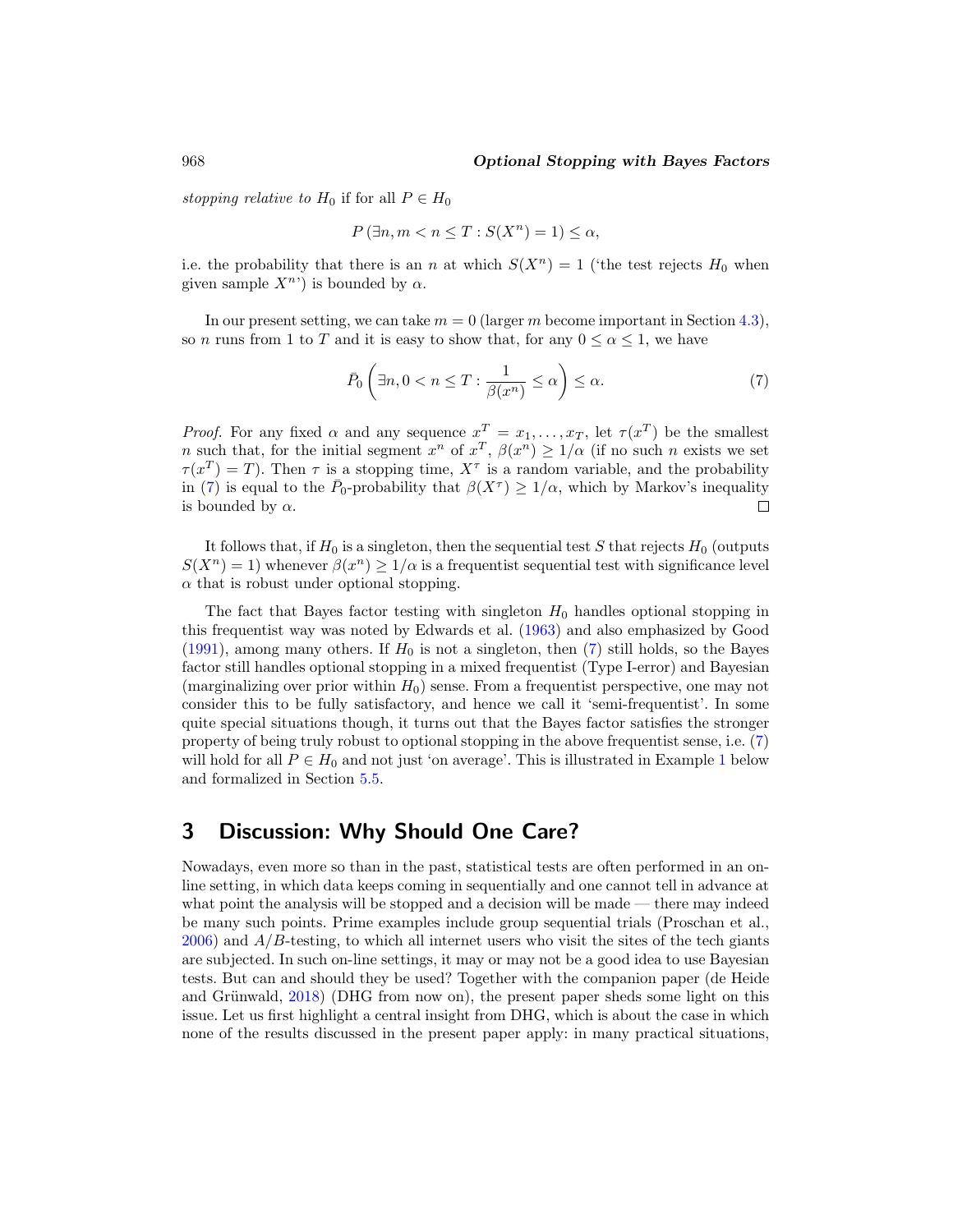*stopping relative to* $H_0$ if for all $P \in H_0$

$$P\left(\exists n, m < n \leq T : S(X^n) = 1\right) \leq \alpha,$$

i.e. the probability that there is an $n$ at which $S(X^n) = 1$ ('the test rejects $H_0$ when given sample $X^n$') is bounded by $\alpha$.

In our present setting, we can take $m = 0$ (larger $m$ become important in Section 4.3), so $n$ runs from 1 to $T$ and it is easy to show that, for any $0 \leq \alpha \leq 1$, we have

$$\bar{P}_0\left(\exists n, 0 < n \leq T : \frac{1}{\beta(x^n)} \leq \alpha\right) \leq \alpha. \tag{7}$$

*Proof.* For any fixed $\alpha$ and any sequence $x^T = x_1, \ldots, x_T$, let $\tau(x^T)$ be the smallest $n$ such that, for the initial segment $x^n$ of $x^T$, $\beta(x^n) \geq 1/\alpha$ (if no such $n$ exists we set $\tau(x^T) = T$). Then $\tau$ is a stopping time, $X^\tau$ is a random variable, and the probability in (7) is equal to the $\bar{P}_0$-probability that $\beta(X^\tau) \geq 1/\alpha$, which by Markov's inequality is bounded by $\alpha$. □

It follows that, if $H_0$ is a singleton, then the sequential test $S$ that rejects $H_0$ (outputs $S(X^n) = 1$) whenever $\beta(x^n) \geq 1/\alpha$ is a frequentist sequential test with significance level $\alpha$ that is robust under optional stopping.

The fact that Bayes factor testing with singleton $H_0$ handles optional stopping in this frequentist way was noted by Edwards et al. (1963) and also emphasized by Good (1991), among many others. If $H_0$ is not a singleton, then (7) still holds, so the Bayes factor still handles optional stopping in a mixed frequentist (Type I-error) and Bayesian (marginalizing over prior within $H_0$) sense. From a frequentist perspective, one may not consider this to be fully satisfactory, and hence we call it 'semi-frequentist'. In some quite special situations though, it turns out that the Bayes factor satisfies the stronger property of being truly robust to optional stopping in the above frequentist sense, i.e. (7) will hold for all $P \in H_0$ and not just 'on average'. This is illustrated in Example 1 below and formalized in Section 5.5.

## 3 Discussion: Why Should One Care?

Nowadays, even more so than in the past, statistical tests are often performed in an on-line setting, in which data keeps coming in sequentially and one cannot tell in advance at what point the analysis will be stopped and a decision will be made — there may indeed be many such points. Prime examples include group sequential trials (Proschan et al., 2006) and $A/B$-testing, to which all internet users who visit the sites of the tech giants are subjected. In such on-line settings, it may or may not be a good idea to use Bayesian tests. But can and should they be used? Together with the companion paper (de Heide and Grünwald, 2018) (DHG from now on), the present paper sheds some light on this issue. Let us first highlight a central insight from DHG, which is about the case in which none of the results discussed in the present paper apply: in many practical situations,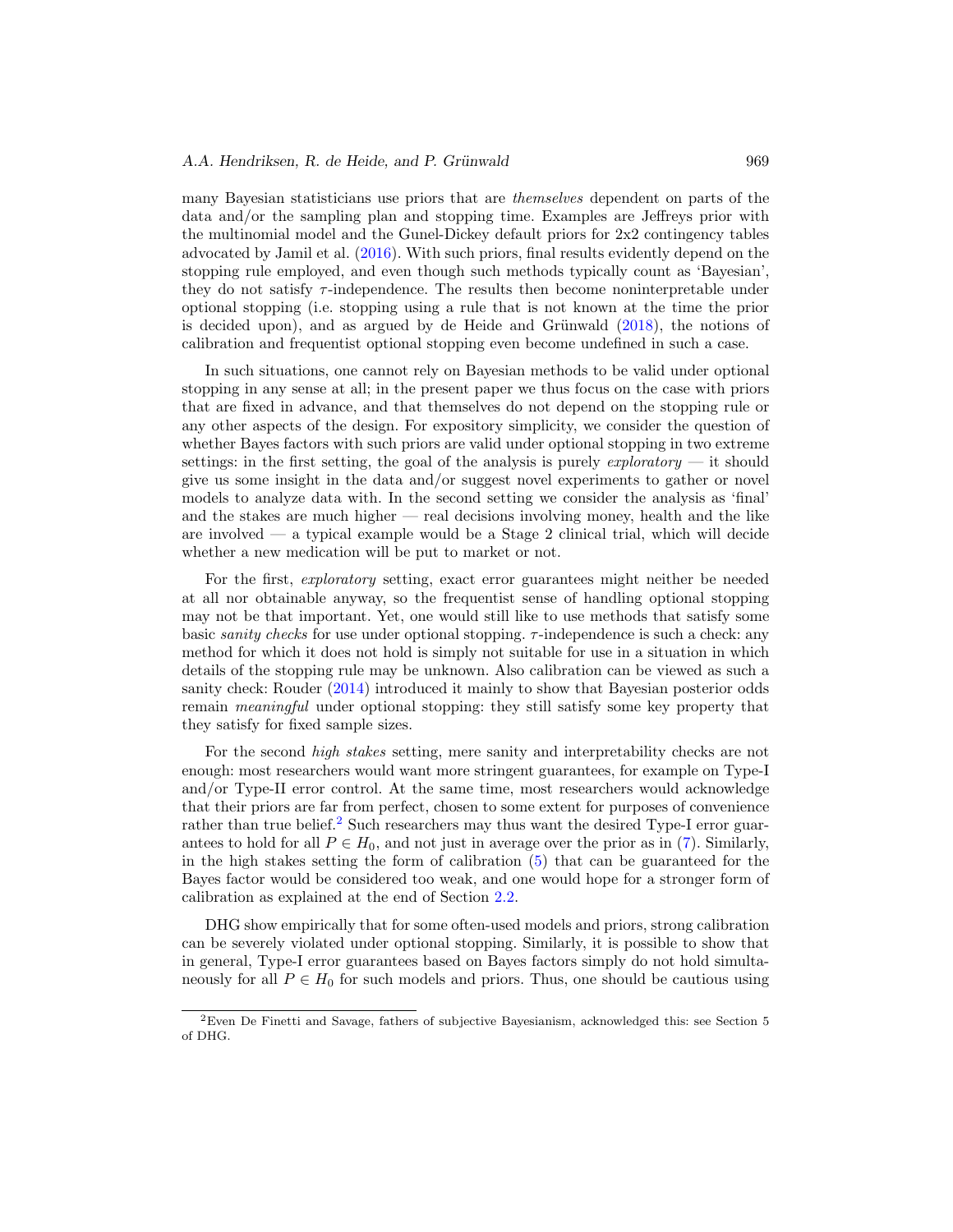many Bayesian statisticians use priors that are *themselves* dependent on parts of the data and/or the sampling plan and stopping time. Examples are Jeffreys prior with the multinomial model and the Gunel-Dickey default priors for 2x2 contingency tables advocated by Jamil et al. (2016). With such priors, final results evidently depend on the stopping rule employed, and even though such methods typically count as 'Bayesian', they do not satisfy $\tau$-independence. The results then become noninterpretable under optional stopping (i.e. stopping using a rule that is not known at the time the prior is decided upon), and as argued by de Heide and Grünwald (2018), the notions of calibration and frequentist optional stopping even become undefined in such a case.

In such situations, one cannot rely on Bayesian methods to be valid under optional stopping in any sense at all; in the present paper we thus focus on the case with priors that are fixed in advance, and that themselves do not depend on the stopping rule or any other aspects of the design. For expository simplicity, we consider the question of whether Bayes factors with such priors are valid under optional stopping in two extreme settings: in the first setting, the goal of the analysis is purely *exploratory* — it should give us some insight in the data and/or suggest novel experiments to gather or novel models to analyze data with. In the second setting we consider the analysis as 'final' and the stakes are much higher — real decisions involving money, health and the like are involved — a typical example would be a Stage 2 clinical trial, which will decide whether a new medication will be put to market or not.

For the first, *exploratory* setting, exact error guarantees might neither be needed at all nor obtainable anyway, so the frequentist sense of handling optional stopping may not be that important. Yet, one would still like to use methods that satisfy some basic *sanity checks* for use under optional stopping. $\tau$-independence is such a check: any method for which it does not hold is simply not suitable for use in a situation in which details of the stopping rule may be unknown. Also calibration can be viewed as such a sanity check: Rouder (2014) introduced it mainly to show that Bayesian posterior odds remain *meaningful* under optional stopping: they still satisfy some key property that they satisfy for fixed sample sizes.

For the second *high stakes* setting, mere sanity and interpretability checks are not enough: most researchers would want more stringent guarantees, for example on Type-I and/or Type-II error control. At the same time, most researchers would acknowledge that their priors are far from perfect, chosen to some extent for purposes of convenience rather than true belief.[2] Such researchers may thus want the desired Type-I error guarantees to hold for all $P \in H_0$, and not just in average over the prior as in (7). Similarly, in the high stakes setting the form of calibration (5) that can be guaranteed for the Bayes factor would be considered too weak, and one would hope for a stronger form of calibration as explained at the end of Section 2.2.

DHG show empirically that for some often-used models and priors, strong calibration can be severely violated under optional stopping. Similarly, it is possible to show that in general, Type-I error guarantees based on Bayes factors simply do not hold simultaneously for all $P \in H_0$ for such models and priors. Thus, one should be cautious using

[2]Even De Finetti and Savage, fathers of subjective Bayesianism, acknowledged this: see Section 5 of DHG.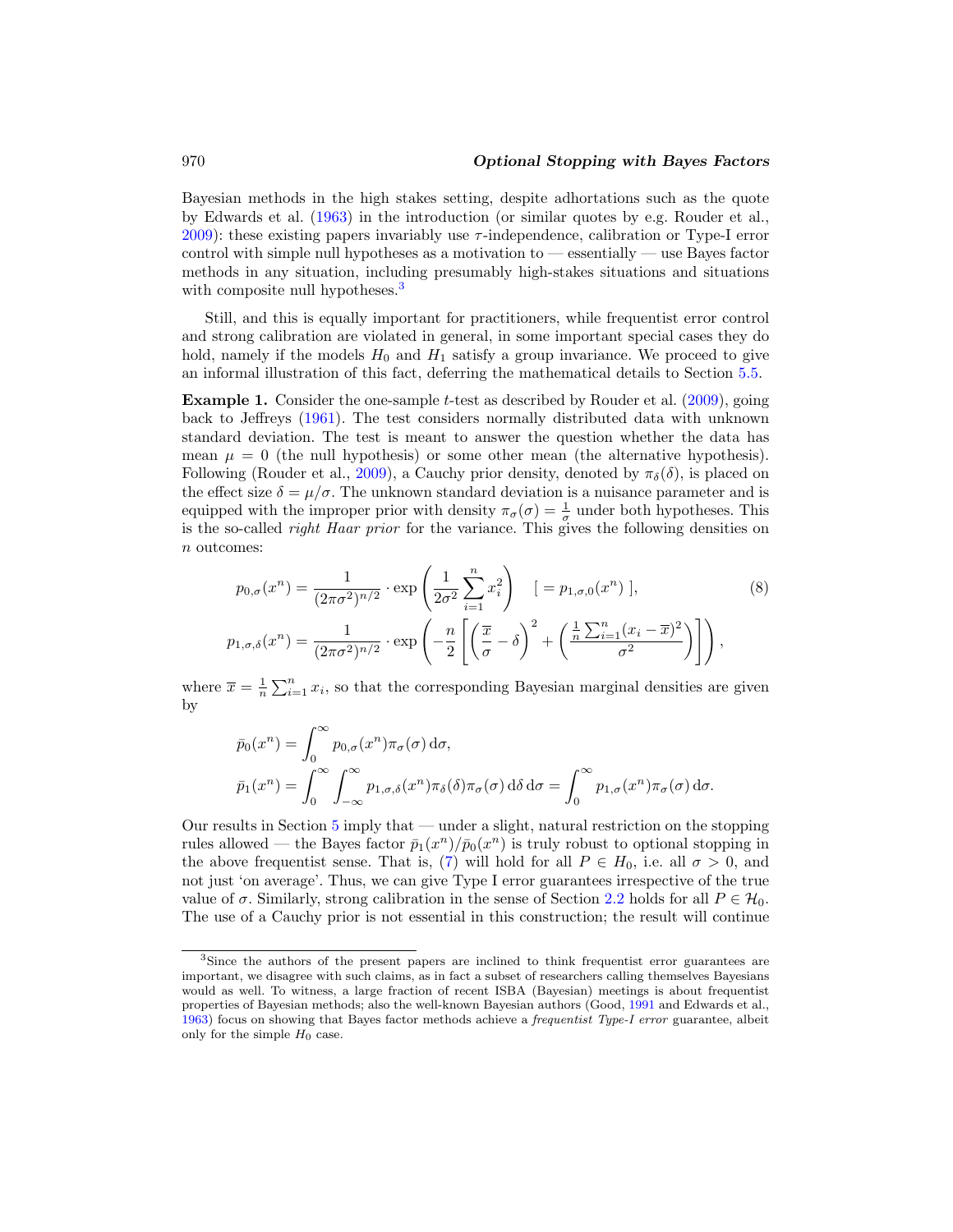Bayesian methods in the high stakes setting, despite adhortations such as the quote by Edwards et al. (1963) in the introduction (or similar quotes by e.g. Rouder et al., 2009): these existing papers invariably use $\tau$-independence, calibration or Type-I error control with simple null hypotheses as a motivation to — essentially — use Bayes factor methods in any situation, including presumably high-stakes situations and situations with composite null hypotheses.[3]

Still, and this is equally important for practitioners, while frequentist error control and strong calibration are violated in general, in some important special cases they do hold, namely if the models $H_0$ and $H_1$ satisfy a group invariance. We proceed to give an informal illustration of this fact, deferring the mathematical details to Section 5.5.

**Example 1.** Consider the one-sample $t$-test as described by Rouder et al. (2009), going back to Jeffreys (1961). The test considers normally distributed data with unknown standard deviation. The test is meant to answer the question whether the data has mean $\mu = 0$ (the null hypothesis) or some other mean (the alternative hypothesis). Following (Rouder et al., 2009), a Cauchy prior density, denoted by $\pi_\delta(\delta)$, is placed on the effect size $\delta = \mu/\sigma$. The unknown standard deviation is a nuisance parameter and is equipped with the improper prior with density $\pi_\sigma(\sigma) = \frac{1}{\sigma}$ under both hypotheses. This is the so-called *right Haar prior* for the variance. This gives the following densities on $n$ outcomes:

$$
\begin{aligned}
p_{0,\sigma}(x^n) &= \frac{1}{(2\pi\sigma^2)^{n/2}} \cdot \exp\left(\frac{1}{2\sigma^2}\sum_{i=1}^{n} x_i^2\right) \quad [\, = p_{1,\sigma,0}(x^n)\ ], \\
p_{1,\sigma,\delta}(x^n) &= \frac{1}{(2\pi\sigma^2)^{n/2}} \cdot \exp\left(-\frac{n}{2}\left[\left(\frac{\overline{x}}{\sigma} - \delta\right)^2 + \left(\frac{\frac{1}{n}\sum_{i=1}^{n}(x_i - \overline{x})^2}{\sigma^2}\right)\right]\right),
\end{aligned}
\tag{8}
$$

where $\overline{x} = \frac{1}{n}\sum_{i=1}^{n} x_i$, so that the corresponding Bayesian marginal densities are given by

$$
\begin{aligned}
\bar{p}_0(x^n) &= \int_0^\infty p_{0,\sigma}(x^n)\pi_\sigma(\sigma)\,\mathrm{d}\sigma, \\
\bar{p}_1(x^n) &= \int_0^\infty \int_{-\infty}^{\infty} p_{1,\sigma,\delta}(x^n)\pi_\delta(\delta)\pi_\sigma(\sigma)\,\mathrm{d}\delta\,\mathrm{d}\sigma = \int_0^\infty p_{1,\sigma}(x^n)\pi_\sigma(\sigma)\,\mathrm{d}\sigma.
\end{aligned}
$$

Our results in Section 5 imply that — under a slight, natural restriction on the stopping rules allowed — the Bayes factor $\bar{p}_1(x^n)/\bar{p}_0(x^n)$ is truly robust to optional stopping in the above frequentist sense. That is, (7) will hold for all $P \in H_0$, i.e. all $\sigma > 0$, and not just 'on average'. Thus, we can give Type I error guarantees irrespective of the true value of $\sigma$. Similarly, strong calibration in the sense of Section 2.2 holds for all $P \in \mathcal{H}_0$. The use of a Cauchy prior is not essential in this construction; the result will continue

[3] Since the authors of the present papers are inclined to think frequentist error guarantees are important, we disagree with such claims, as in fact a subset of researchers calling themselves Bayesians would as well. To witness, a large fraction of recent ISBA (Bayesian) meetings is about frequentist properties of Bayesian methods; also the well-known Bayesian authors (Good, 1991 and Edwards et al., 1963) focus on showing that Bayes factor methods achieve a *frequentist Type-I error* guarantee, albeit only for the simple $H_0$ case.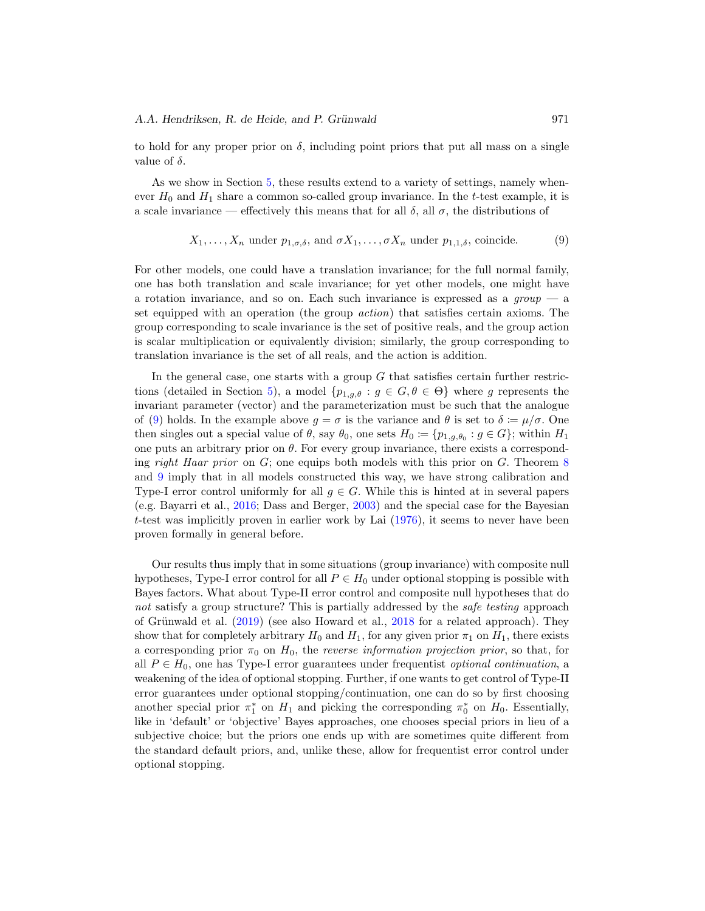to hold for any proper prior on $\delta$, including point priors that put all mass on a single value of $\delta$.

As we show in Section 5, these results extend to a variety of settings, namely whenever $H_0$ and $H_1$ share a common so-called group invariance. In the $t$-test example, it is a scale invariance — effectively this means that for all $\delta$, all $\sigma$, the distributions of

$$X_1, \ldots, X_n \text{ under } p_{1,\sigma,\delta}, \text{ and } \sigma X_1, \ldots, \sigma X_n \text{ under } p_{1,1,\delta}, \text{ coincide.} \tag{9}$$

For other models, one could have a translation invariance; for the full normal family, one has both translation and scale invariance; for yet other models, one might have a rotation invariance, and so on. Each such invariance is expressed as a *group* — a set equipped with an operation (the group *action*) that satisfies certain axioms. The group corresponding to scale invariance is the set of positive reals, and the group action is scalar multiplication or equivalently division; similarly, the group corresponding to translation invariance is the set of all reals, and the action is addition.

In the general case, one starts with a group $G$ that satisfies certain further restrictions (detailed in Section 5), a model $\{p_{1,g,\theta} : g \in G, \theta \in \Theta\}$ where $g$ represents the invariant parameter (vector) and the parameterization must be such that the analogue of (9) holds. In the example above $g = \sigma$ is the variance and $\theta$ is set to $\delta := \mu/\sigma$. One then singles out a special value of $\theta$, say $\theta_0$, one sets $H_0 := \{p_{1,g,\theta_0} : g \in G\}$; within $H_1$ one puts an arbitrary prior on $\theta$. For every group invariance, there exists a corresponding *right Haar prior* on $G$; one equips both models with this prior on $G$. Theorem 8 and 9 imply that in all models constructed this way, we have strong calibration and Type-I error control uniformly for all $g \in G$. While this is hinted at in several papers (e.g. Bayarri et al., 2016; Dass and Berger, 2003) and the special case for the Bayesian $t$-test was implicitly proven in earlier work by Lai (1976), it seems to never have been proven formally in general before.

Our results thus imply that in some situations (group invariance) with composite null hypotheses, Type-I error control for all $P \in H_0$ under optional stopping is possible with Bayes factors. What about Type-II error control and composite null hypotheses that do *not* satisfy a group structure? This is partially addressed by the *safe testing* approach of Grünwald et al. (2019) (see also Howard et al., 2018 for a related approach). They show that for completely arbitrary $H_0$ and $H_1$, for any given prior $\pi_1$ on $H_1$, there exists a corresponding prior $\pi_0$ on $H_0$, the *reverse information projection prior*, so that, for all $P \in H_0$, one has Type-I error guarantees under frequentist *optional continuation*, a weakening of the idea of optional stopping. Further, if one wants to get control of Type-II error guarantees under optional stopping/continuation, one can do so by first choosing another special prior $\pi_1^*$ on $H_1$ and picking the corresponding $\pi_0^*$ on $H_0$. Essentially, like in 'default' or 'objective' Bayes approaches, one chooses special priors in lieu of a subjective choice; but the priors one ends up with are sometimes quite different from the standard default priors, and, unlike these, allow for frequentist error control under optional stopping.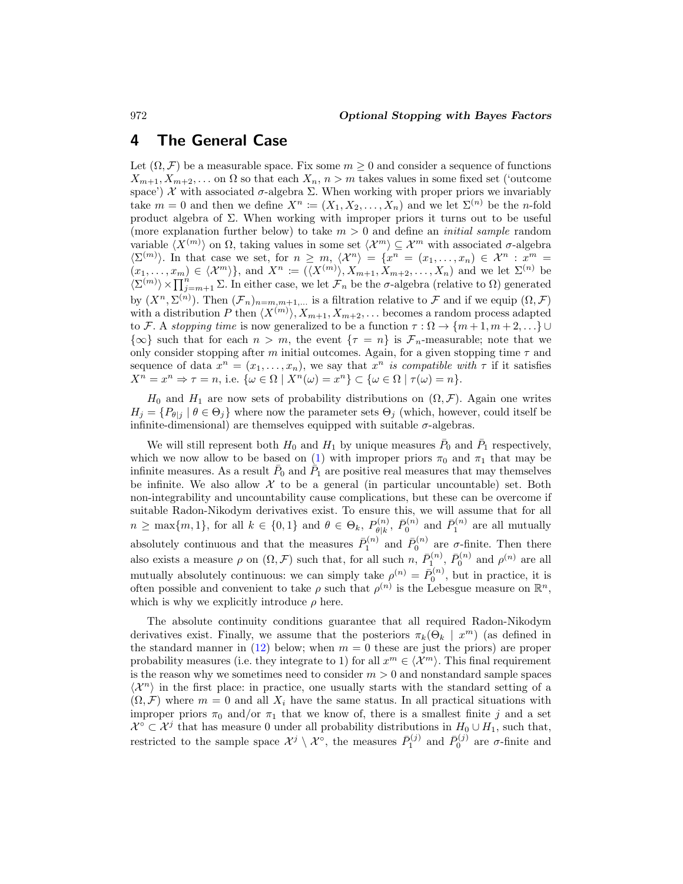## 4 The General Case

Let $(\Omega, \mathcal{F})$ be a measurable space. Fix some $m \geq 0$ and consider a sequence of functions $X_{m+1}, X_{m+2}, \ldots$ on $\Omega$ so that each $X_n$, $n > m$ takes values in some fixed set ('outcome space') $\mathcal{X}$ with associated $\sigma$-algebra $\Sigma$. When working with proper priors we invariably take $m = 0$ and then we define $X^n \coloneqq (X_1, X_2, \ldots, X_n)$ and we let $\Sigma^{(n)}$ be the $n$-fold product algebra of $\Sigma$. When working with improper priors it turns out to be useful (more explanation further below) to take $m > 0$ and define an *initial sample* random variable $\langle X^{(m)} \rangle$ on $\Omega$, taking values in some set $\langle \mathcal{X}^m \rangle \subseteq \mathcal{X}^m$ with associated $\sigma$-algebra $\langle \Sigma^{(m)} \rangle$. In that case we set, for $n \geq m$, $\langle \mathcal{X}^n \rangle = \{x^n = (x_1, \ldots, x_n) \in \mathcal{X}^n : x^m = (x_1, \ldots, x_m) \in \langle \mathcal{X}^m \rangle\}$, and $X^n \coloneqq (\langle X^{(m)} \rangle, X_{m+1}, X_{m+2}, \ldots, X_n)$ and we let $\Sigma^{(n)}$ be $\langle \Sigma^{(m)} \rangle \times \prod_{j=m+1}^{n} \Sigma$. In either case, we let $\mathcal{F}_n$ be the $\sigma$-algebra (relative to $\Omega$) generated by $(X^n, \Sigma^{(n)})$. Then $(\mathcal{F}_n)_{n=m,m+1,\ldots}$ is a filtration relative to $\mathcal{F}$ and if we equip $(\Omega, \mathcal{F})$ with a distribution $P$ then $\langle X^{(m)} \rangle, X_{m+1}, X_{m+2}, \ldots$ becomes a random process adapted to $\mathcal{F}$. A *stopping time* is now generalized to be a function $\tau : \Omega \to \{m+1, m+2, \ldots\} \cup \{\infty\}$ such that for each $n > m$, the event $\{\tau = n\}$ is $\mathcal{F}_n$-measurable; note that we only consider stopping after $m$ initial outcomes. Again, for a given stopping time $\tau$ and sequence of data $x^n = (x_1, \ldots, x_n)$, we say that $x^n$ *is compatible with* $\tau$ if it satisfies $X^n = x^n \Rightarrow \tau = n$, i.e. $\{\omega \in \Omega \mid X^n(\omega) = x^n\} \subset \{\omega \in \Omega \mid \tau(\omega) = n\}$.

$H_0$ and $H_1$ are now sets of probability distributions on $(\Omega, \mathcal{F})$. Again one writes $H_j = \{P_{\theta|j} \mid \theta \in \Theta_j\}$ where now the parameter sets $\Theta_j$ (which, however, could itself be infinite-dimensional) are themselves equipped with suitable $\sigma$-algebras.

We will still represent both $H_0$ and $H_1$ by unique measures $\bar{P}_0$ and $\bar{P}_1$ respectively, which we now allow to be based on (1) with improper priors $\pi_0$ and $\pi_1$ that may be infinite measures. As a result $\bar{P}_0$ and $\bar{P}_1$ are positive real measures that may themselves be infinite. We also allow $\mathcal{X}$ to be a general (in particular uncountable) set. Both non-integrability and uncountability cause complications, but these can be overcome if suitable Radon-Nikodym derivatives exist. To ensure this, we will assume that for all $n \geq \max\{m, 1\}$, for all $k \in \{0, 1\}$ and $\theta \in \Theta_k$, $P_{\theta|k}^{(n)}$, $\bar{P}_0^{(n)}$ and $\bar{P}_1^{(n)}$ are all mutually absolutely continuous and that the measures $\bar{P}_1^{(n)}$ and $\bar{P}_0^{(n)}$ are $\sigma$-finite. Then there also exists a measure $\rho$ on $(\Omega, \mathcal{F})$ such that, for all such $n$, $\bar{P}_1^{(n)}$, $\bar{P}_0^{(n)}$ and $\rho^{(n)}$ are all mutually absolutely continuous: we can simply take $\rho^{(n)} = \bar{P}_0^{(n)}$, but in practice, it is often possible and convenient to take $\rho$ such that $\rho^{(n)}$ is the Lebesgue measure on $\mathbb{R}^n$, which is why we explicitly introduce $\rho$ here.

The absolute continuity conditions guarantee that all required Radon-Nikodym derivatives exist. Finally, we assume that the posteriors $\pi_k(\Theta_k \mid x^m)$ (as defined in the standard manner in (12) below; when $m = 0$ these are just the priors) are proper probability measures (i.e. they integrate to 1) for all $x^m \in \langle \mathcal{X}^m \rangle$. This final requirement is the reason why we sometimes need to consider $m > 0$ and nonstandard sample spaces $\langle \mathcal{X}^n \rangle$ in the first place: in practice, one usually starts with the standard setting of a $(\Omega, \mathcal{F})$ where $m = 0$ and all $X_i$ have the same status. In all practical situations with improper priors $\pi_0$ and/or $\pi_1$ that we know of, there is a smallest finite $j$ and a set $\mathcal{X}^\circ \subset \mathcal{X}^j$ that has measure 0 under all probability distributions in $H_0 \cup H_1$, such that, restricted to the sample space $\mathcal{X}^j \setminus \mathcal{X}^\circ$, the measures $\bar{P}_1^{(j)}$ and $\bar{P}_0^{(j)}$ are $\sigma$-finite and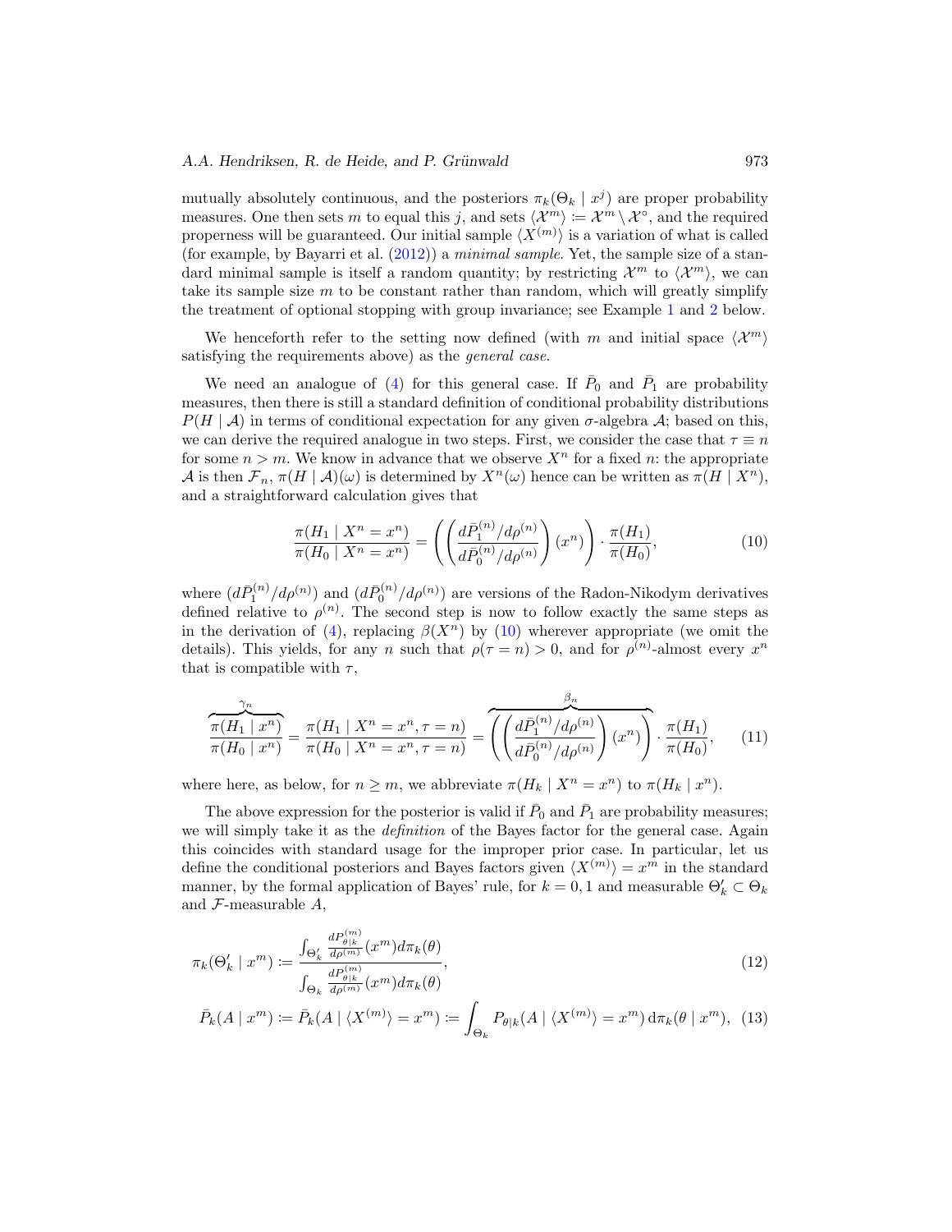mutually absolutely continuous, and the posteriors $\pi_k(\Theta_k \mid x^j)$ are proper probability measures. One then sets $m$ to equal this $j$, and sets $\langle \mathcal{X}^m \rangle := \mathcal{X}^m \setminus \mathcal{X}^\circ$, and the required properness will be guaranteed. Our initial sample $\langle X^{(m)} \rangle$ is a variation of what is called (for example, by Bayarri et al. (2012)) a *minimal sample*. Yet, the sample size of a standard minimal sample is itself a random quantity; by restricting $\mathcal{X}^m$ to $\langle \mathcal{X}^m \rangle$, we can take its sample size $m$ to be constant rather than random, which will greatly simplify the treatment of optional stopping with group invariance; see Example 1 and 2 below.

We henceforth refer to the setting now defined (with $m$ and initial space $\langle \mathcal{X}^m \rangle$ satisfying the requirements above) as the *general case*.

We need an analogue of (4) for this general case. If $\bar{P}_0$ and $\bar{P}_1$ are probability measures, then there is still a standard definition of conditional probability distributions $P(H \mid \mathcal{A})$ in terms of conditional expectation for any given $\sigma$-algebra $\mathcal{A}$; based on this, we can derive the required analogue in two steps. First, we consider the case that $\tau \equiv n$ for some $n > m$. We know in advance that we observe $X^n$ for a fixed $n$: the appropriate $\mathcal{A}$ is then $\mathcal{F}_n$, $\pi(H \mid \mathcal{A})(\omega)$ is determined by $X^n(\omega)$ hence can be written as $\pi(H \mid X^n)$, and a straightforward calculation gives that

$$\frac{\pi(H_1 \mid X^n = x^n)}{\pi(H_0 \mid X^n = x^n)} = \left( \left( \frac{d\bar{P}_1^{(n)}/d\rho^{(n)}}{d\bar{P}_0^{(n)}/d\rho^{(n)}} \right)(x^n) \right) \cdot \frac{\pi(H_1)}{\pi(H_0)}, \tag{10}$$

where $(d\bar{P}_1^{(n)}/d\rho^{(n)})$ and $(d\bar{P}_0^{(n)}/d\rho^{(n)})$ are versions of the Radon-Nikodym derivatives defined relative to $\rho^{(n)}$. The second step is now to follow exactly the same steps as in the derivation of (4), replacing $\beta(X^n)$ by (10) wherever appropriate (we omit the details). This yields, for any $n$ such that $\rho(\tau = n) > 0$, and for $\rho^{(n)}$-almost every $x^n$ that is compatible with $\tau$,

$$\overbrace{\frac{\pi(H_1 \mid x^n)}{\pi(H_0 \mid x^n)}}^{\gamma_n} = \frac{\pi(H_1 \mid X^n = x^n, \tau = n)}{\pi(H_0 \mid X^n = x^n, \tau = n)} = \overbrace{\left( \left( \frac{d\bar{P}_1^{(n)}/d\rho^{(n)}}{d\bar{P}_0^{(n)}/d\rho^{(n)}} \right)(x^n) \right)}^{\beta_n} \cdot \frac{\pi(H_1)}{\pi(H_0)}, \tag{11}$$

where here, as below, for $n \geq m$, we abbreviate $\pi(H_k \mid X^n = x^n)$ to $\pi(H_k \mid x^n)$.

The above expression for the posterior is valid if $\bar{P}_0$ and $\bar{P}_1$ are probability measures; we will simply take it as the *definition* of the Bayes factor for the general case. Again this coincides with standard usage for the improper prior case. In particular, let us define the conditional posteriors and Bayes factors given $\langle X^{(m)} \rangle = x^m$ in the standard manner, by the formal application of Bayes' rule, for $k = 0, 1$ and measurable $\Theta'_k \subset \Theta_k$ and $\mathcal{F}$-measurable $A$,

$$\pi_k(\Theta'_k \mid x^m) := \frac{\int_{\Theta'_k} \frac{dP_{\theta|k}^{(m)}}{d\rho^{(m)}}(x^m) d\pi_k(\theta)}{\int_{\Theta_k} \frac{dP_{\theta|k}^{(m)}}{d\rho^{(m)}}(x^m) d\pi_k(\theta)}, \tag{12}$$

$$\bar{P}_k(A \mid x^m) := \bar{P}_k(A \mid \langle X^{(m)} \rangle = x^m) := \int_{\Theta_k} P_{\theta|k}(A \mid \langle X^{(m)} \rangle = x^m) \, d\pi_k(\theta \mid x^m), \tag{13}$$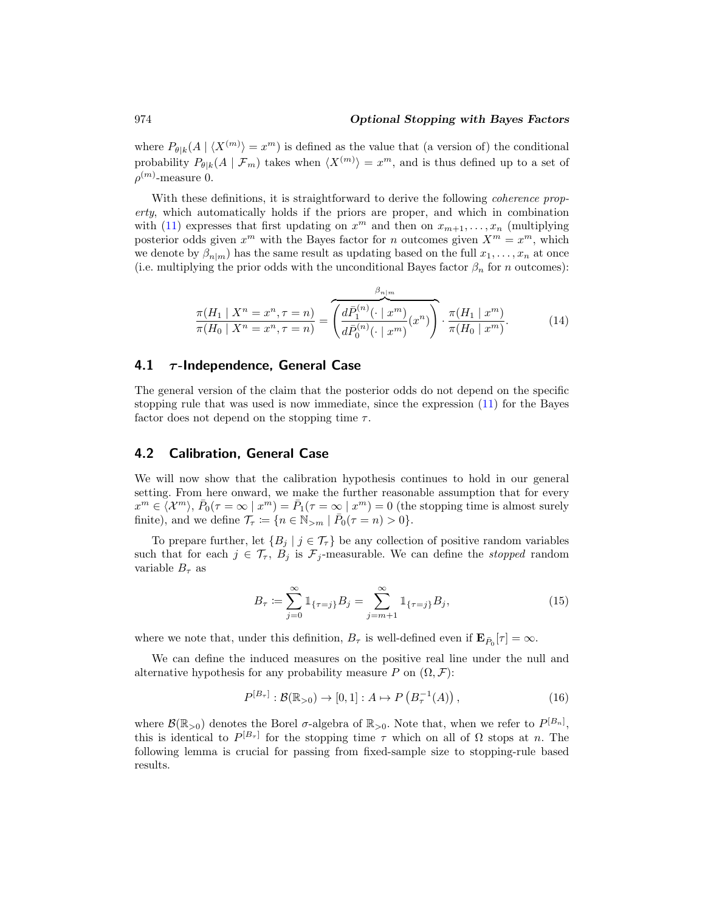where $P_{\theta|k}(A \mid \langle X^{(m)} \rangle = x^m)$ is defined as the value that (a version of) the conditional probability $P_{\theta|k}(A \mid \mathcal{F}_m)$ takes when $\langle X^{(m)} \rangle = x^m$, and is thus defined up to a set of $\rho^{(m)}$-measure 0.

With these definitions, it is straightforward to derive the following *coherence property*, which automatically holds if the priors are proper, and which in combination with (11) expresses that first updating on $x^m$ and then on $x_{m+1}, \ldots, x_n$ (multiplying posterior odds given $x^m$ with the Bayes factor for $n$ outcomes given $X^m = x^m$, which we denote by $\beta_{n|m}$) has the same result as updating based on the full $x_1, \ldots, x_n$ at once (i.e. multiplying the prior odds with the unconditional Bayes factor $\beta_n$ for $n$ outcomes):

$$\frac{\pi(H_1 \mid X^n = x^n, \tau = n)}{\pi(H_0 \mid X^n = x^n, \tau = n)} = \overbrace{\left( \frac{d\bar{P}_1^{(n)}(\cdot \mid x^m)}{d\bar{P}_0^{(n)}(\cdot \mid x^m)}(x^n) \right)}^{\beta_{n|m}} \cdot \frac{\pi(H_1 \mid x^m)}{\pi(H_0 \mid x^m)}. \tag{14}$$

### 4.1 $\tau$-Independence, General Case

The general version of the claim that the posterior odds do not depend on the specific stopping rule that was used is now immediate, since the expression (11) for the Bayes factor does not depend on the stopping time $\tau$.

### 4.2 Calibration, General Case

We will now show that the calibration hypothesis continues to hold in our general setting. From here onward, we make the further reasonable assumption that for every $x^m \in \langle \mathcal{X}^m \rangle$, $\bar{P}_0(\tau = \infty \mid x^m) = \bar{P}_1(\tau = \infty \mid x^m) = 0$ (the stopping time is almost surely finite), and we define $\mathcal{T}_\tau := \{n \in \mathbb{N}_{>m} \mid \bar{P}_0(\tau = n) > 0\}$.

To prepare further, let $\{B_j \mid j \in \mathcal{T}_\tau\}$ be any collection of positive random variables such that for each $j \in \mathcal{T}_\tau$, $B_j$ is $\mathcal{F}_j$-measurable. We can define the *stopped* random variable $B_\tau$ as

$$B_\tau := \sum_{j=0}^{\infty} \mathbb{1}_{\{\tau = j\}} B_j = \sum_{j=m+1}^{\infty} \mathbb{1}_{\{\tau = j\}} B_j, \tag{15}$$

where we note that, under this definition, $B_\tau$ is well-defined even if $\mathbf{E}_{\bar{P}_0}[\tau] = \infty$.

We can define the induced measures on the positive real line under the null and alternative hypothesis for any probability measure $P$ on $(\Omega, \mathcal{F})$:

$$P^{[B_\tau]} : \mathcal{B}(\mathbb{R}_{>0}) \to [0, 1] : A \mapsto P\left(B_\tau^{-1}(A)\right), \tag{16}$$

where $\mathcal{B}(\mathbb{R}_{>0})$ denotes the Borel $\sigma$-algebra of $\mathbb{R}_{>0}$. Note that, when we refer to $P^{[B_n]}$, this is identical to $P^{[B_\tau]}$ for the stopping time $\tau$ which on all of $\Omega$ stops at $n$. The following lemma is crucial for passing from fixed-sample size to stopping-rule based results.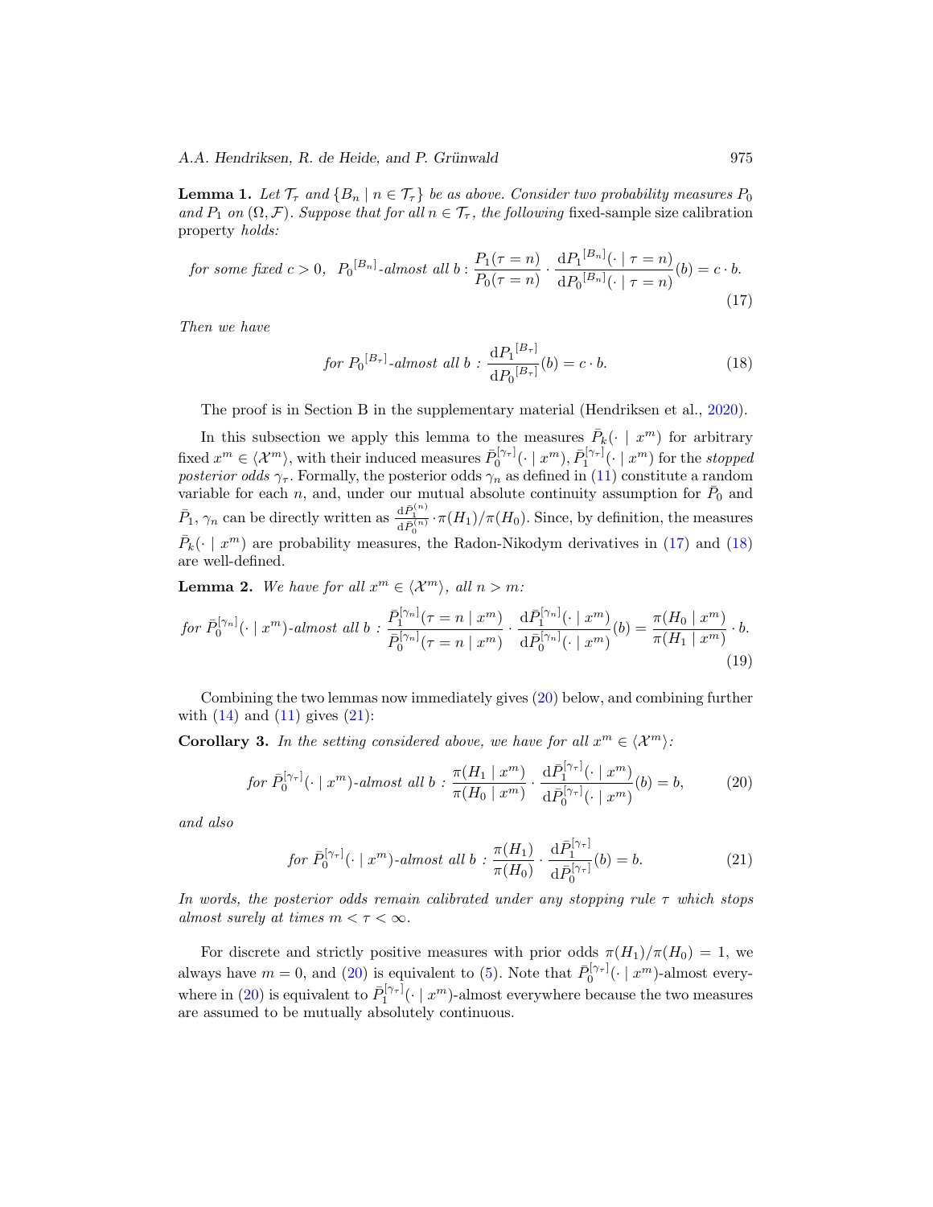**Lemma 1.** *Let $\mathcal{T}_\tau$ and $\{B_n \mid n \in \mathcal{T}_\tau\}$ be as above. Consider two probability measures $P_0$ and $P_1$ on $(\Omega, \mathcal{F})$. Suppose that for all $n \in \mathcal{T}_\tau$, the following* fixed-sample size calibration property *holds:*

$$\textit{for some fixed } c > 0, \ \ {P_0}^{[B_n]}\textit{-almost all } b : \frac{P_1(\tau = n)}{P_0(\tau = n)} \cdot \frac{\mathrm{d}{P_1}^{[B_n]}(\cdot \mid \tau = n)}{\mathrm{d}{P_0}^{[B_n]}(\cdot \mid \tau = n)}(b) = c \cdot b. \tag{17}$$

*Then we have*

$$\textit{for } {P_0}^{[B_\tau]}\textit{-almost all } b : \frac{\mathrm{d}{P_1}^{[B_\tau]}}{\mathrm{d}{P_0}^{[B_\tau]}}(b) = c \cdot b. \tag{18}$$

The proof is in Section B in the supplementary material (Hendriksen et al., 2020).

In this subsection we apply this lemma to the measures $\bar{P}_k(\cdot \mid x^m)$ for arbitrary fixed $x^m \in \langle \mathcal{X}^m \rangle$, with their induced measures $\bar{P}_0^{[\gamma_\tau]}(\cdot \mid x^m)$, $\bar{P}_1^{[\gamma_\tau]}(\cdot \mid x^m)$ for the *stopped posterior odds* $\gamma_\tau$. Formally, the posterior odds $\gamma_n$ as defined in (11) constitute a random variable for each $n$, and, under our mutual absolute continuity assumption for $\bar{P}_0$ and $\bar{P}_1$, $\gamma_n$ can be directly written as $\frac{\mathrm{d}\bar{P}_1^{(n)}}{\mathrm{d}\bar{P}_0^{(n)}} \cdot \pi(H_1)/\pi(H_0)$. Since, by definition, the measures $\bar{P}_k(\cdot \mid x^m)$ are probability measures, the Radon-Nikodym derivatives in (17) and (18) are well-defined.

**Lemma 2.** *We have for all $x^m \in \langle \mathcal{X}^m \rangle$, all $n > m$:*

$$\textit{for } \bar{P}_0^{[\gamma_n]}(\cdot \mid x^m)\textit{-almost all } b : \frac{\bar{P}_1^{[\gamma_n]}(\tau = n \mid x^m)}{\bar{P}_0^{[\gamma_n]}(\tau = n \mid x^m)} \cdot \frac{\mathrm{d}\bar{P}_1^{[\gamma_n]}(\cdot \mid x^m)}{\mathrm{d}\bar{P}_0^{[\gamma_n]}(\cdot \mid x^m)}(b) = \frac{\pi(H_0 \mid x^m)}{\pi(H_1 \mid x^m)} \cdot b. \tag{19}$$

Combining the two lemmas now immediately gives (20) below, and combining further with (14) and (11) gives (21):

**Corollary 3.** *In the setting considered above, we have for all $x^m \in \langle \mathcal{X}^m \rangle$:*

$$\textit{for } \bar{P}_0^{[\gamma_\tau]}(\cdot \mid x^m)\textit{-almost all } b : \frac{\pi(H_1 \mid x^m)}{\pi(H_0 \mid x^m)} \cdot \frac{\mathrm{d}\bar{P}_1^{[\gamma_\tau]}(\cdot \mid x^m)}{\mathrm{d}\bar{P}_0^{[\gamma_\tau]}(\cdot \mid x^m)}(b) = b, \tag{20}$$

*and also*

$$\textit{for } \bar{P}_0^{[\gamma_\tau]}(\cdot \mid x^m)\textit{-almost all } b : \frac{\pi(H_1)}{\pi(H_0)} \cdot \frac{\mathrm{d}\bar{P}_1^{[\gamma_\tau]}}{\mathrm{d}\bar{P}_0^{[\gamma_\tau]}}(b) = b. \tag{21}$$

*In words, the posterior odds remain calibrated under any stopping rule $\tau$ which stops almost surely at times $m < \tau < \infty$.*

For discrete and strictly positive measures with prior odds $\pi(H_1)/\pi(H_0) = 1$, we always have $m = 0$, and (20) is equivalent to (5). Note that $\bar{P}_0^{[\gamma_\tau]}(\cdot \mid x^m)$-almost everywhere in (20) is equivalent to $\bar{P}_1^{[\gamma_\tau]}(\cdot \mid x^m)$-almost everywhere because the two measures are assumed to be mutually absolutely continuous.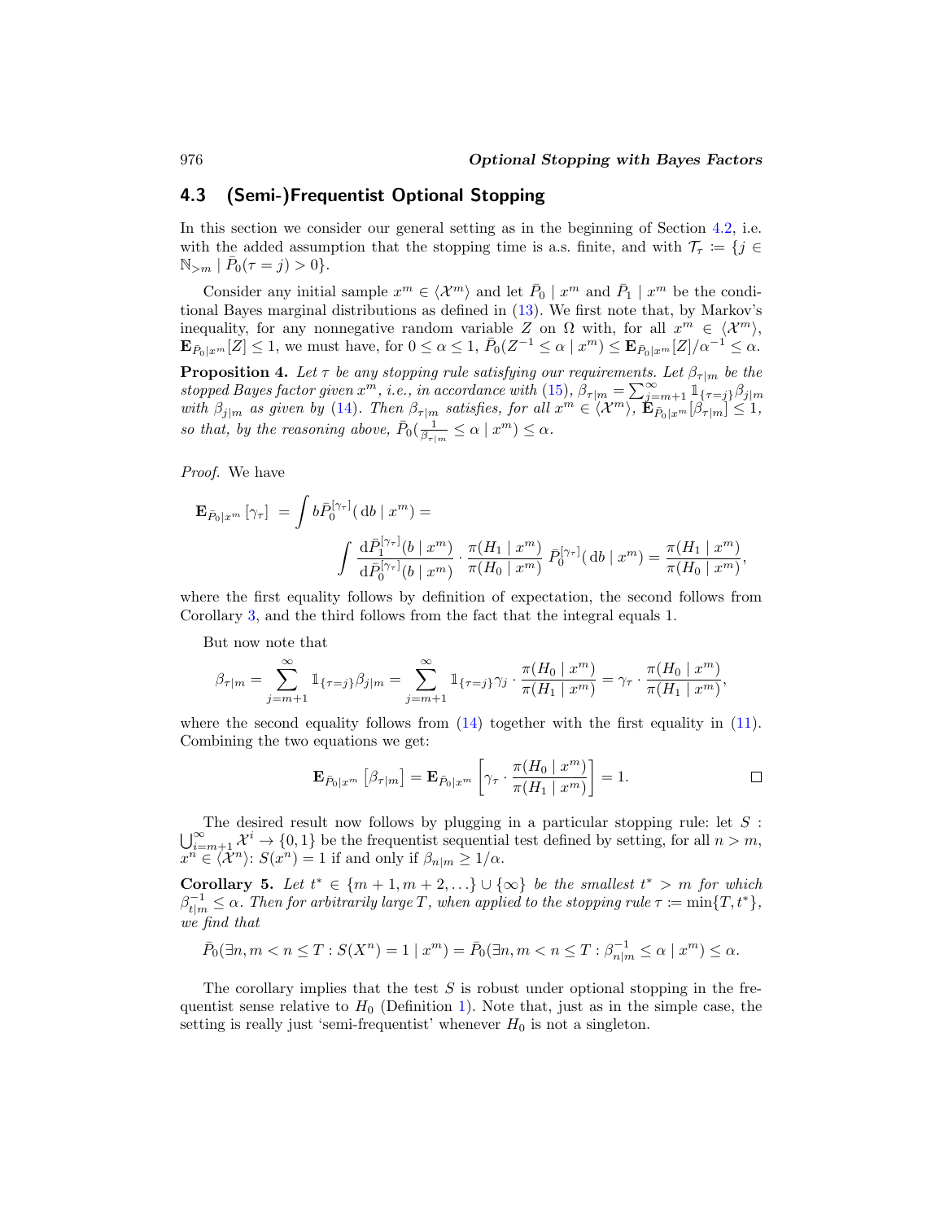## 4.3 (Semi-)Frequentist Optional Stopping

In this section we consider our general setting as in the beginning of Section 4.2, i.e. with the added assumption that the stopping time is a.s. finite, and with $\mathcal{T}_\tau := \{j \in \mathbb{N}_{>m} \mid \bar{P}_0(\tau = j) > 0\}$.

Consider any initial sample $x^m \in \langle \mathcal{X}^m \rangle$ and let $\bar{P}_0 \mid x^m$ and $\bar{P}_1 \mid x^m$ be the conditional Bayes marginal distributions as defined in (13). We first note that, by Markov's inequality, for any nonnegative random variable $Z$ on $\Omega$ with, for all $x^m \in \langle \mathcal{X}^m \rangle$, $\mathbf{E}_{\bar{P}_0 \mid x^m}[Z] \leq 1$, we must have, for $0 \leq \alpha \leq 1$, $\bar{P}_0(Z^{-1} \leq \alpha \mid x^m) \leq \mathbf{E}_{\bar{P}_0 \mid x^m}[Z]/\alpha^{-1} \leq \alpha$.

**Proposition 4.** *Let $\tau$ be any stopping rule satisfying our requirements. Let $\beta_{\tau|m}$ be the stopped Bayes factor given $x^m$, i.e., in accordance with (15), $\beta_{\tau|m} = \sum_{j=m+1}^{\infty} \mathbb{1}_{\{\tau=j\}} \beta_{j|m}$ with $\beta_{j|m}$ as given by (14). Then $\beta_{\tau|m}$ satisfies, for all $x^m \in \langle \mathcal{X}^m \rangle$, $\mathbf{E}_{\bar{P}_0|x^m}[\beta_{\tau|m}] \leq 1$, so that, by the reasoning above, $\bar{P}_0(\frac{1}{\beta_{\tau|m}} \leq \alpha \mid x^m) \leq \alpha$.*

*Proof.* We have

$$\mathbf{E}_{\bar{P}_0|x^m}[\gamma_\tau] = \int b \bar{P}_0^{[\gamma_\tau]}(\,\mathrm{d}b \mid x^m) = \int \frac{\mathrm{d}\bar{P}_1^{[\gamma_\tau]}(b \mid x^m)}{\mathrm{d}\bar{P}_0^{[\gamma_\tau]}(b \mid x^m)} \cdot \frac{\pi(H_1 \mid x^m)}{\pi(H_0 \mid x^m)} \, \bar{P}_0^{[\gamma_\tau]}(\,\mathrm{d}b \mid x^m) = \frac{\pi(H_1 \mid x^m)}{\pi(H_0 \mid x^m)},$$

where the first equality follows by definition of expectation, the second follows from Corollary 3, and the third follows from the fact that the integral equals 1.

But now note that

$$\beta_{\tau|m} = \sum_{j=m+1}^{\infty} \mathbb{1}_{\{\tau=j\}} \beta_{j|m} = \sum_{j=m+1}^{\infty} \mathbb{1}_{\{\tau=j\}} \gamma_j \cdot \frac{\pi(H_0 \mid x^m)}{\pi(H_1 \mid x^m)} = \gamma_\tau \cdot \frac{\pi(H_0 \mid x^m)}{\pi(H_1 \mid x^m)},$$

where the second equality follows from (14) together with the first equality in (11). Combining the two equations we get:

$$\mathbf{E}_{\bar{P}_0|x^m}\left[\beta_{\tau|m}\right] = \mathbf{E}_{\bar{P}_0|x^m}\left[\gamma_\tau \cdot \frac{\pi(H_0 \mid x^m)}{\pi(H_1 \mid x^m)}\right] = 1.$$

□

The desired result now follows by plugging in a particular stopping rule: let $S : \bigcup_{i=m+1}^{\infty} \mathcal{X}^i \to \{0,1\}$ be the frequentist sequential test defined by setting, for all $n > m$, $x^n \in \langle \mathcal{X}^n \rangle$: $S(x^n) = 1$ if and only if $\beta_{n|m} \geq 1/\alpha$.

**Corollary 5.** *Let $t^* \in \{m+1, m+2, \ldots\} \cup \{\infty\}$ be the smallest $t^* > m$ for which $\beta_{t|m}^{-1} \leq \alpha$. Then for arbitrarily large $T$, when applied to the stopping rule $\tau := \min\{T, t^*\}$, we find that*

$$\bar{P}_0(\exists n, m < n \leq T : S(X^n) = 1 \mid x^m) = \bar{P}_0(\exists n, m < n \leq T : \beta_{n|m}^{-1} \leq \alpha \mid x^m) \leq \alpha.$$

The corollary implies that the test $S$ is robust under optional stopping in the frequentist sense relative to $H_0$ (Definition 1). Note that, just as in the simple case, the setting is really just 'semi-frequentist' whenever $H_0$ is not a singleton.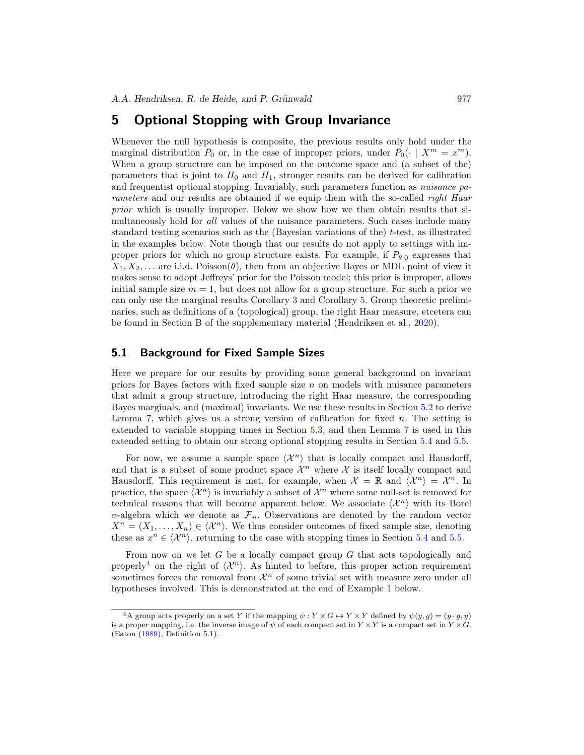# 5 Optional Stopping with Group Invariance

Whenever the null hypothesis is composite, the previous results only hold under the marginal distribution $\bar{P}_0$ or, in the case of improper priors, under $\bar{P}_0(\cdot \mid X^m = x^m)$. When a group structure can be imposed on the outcome space and (a subset of the) parameters that is joint to $H_0$ and $H_1$, stronger results can be derived for calibration and frequentist optional stopping. Invariably, such parameters function as *nuisance parameters* and our results are obtained if we equip them with the so-called *right Haar prior* which is usually improper. Below we show how we then obtain results that simultaneously hold for *all* values of the nuisance parameters. Such cases include many standard testing scenarios such as the (Bayesian variations of the) $t$-test, as illustrated in the examples below. Note though that our results do not apply to settings with improper priors for which no group structure exists. For example, if $P_{\theta|0}$ expresses that $X_1, X_2, \ldots$ are i.i.d. Poisson$(\theta)$, then from an objective Bayes or MDL point of view it makes sense to adopt Jeffreys' prior for the Poisson model; this prior is improper, allows initial sample size $m = 1$, but does not allow for a group structure. For such a prior we can only use the marginal results Corollary 3 and Corollary 5. Group theoretic preliminaries, such as definitions of a (topological) group, the right Haar measure, etcetera can be found in Section B of the supplementary material (Hendriksen et al., 2020).

## 5.1 Background for Fixed Sample Sizes

Here we prepare for our results by providing some general background on invariant priors for Bayes factors with fixed sample size $n$ on models with nuisance parameters that admit a group structure, introducing the right Haar measure, the corresponding Bayes marginals, and (maximal) invariants. We use these results in Section 5.2 to derive Lemma 7, which gives us a strong version of calibration for fixed $n$. The setting is extended to variable stopping times in Section 5.3, and then Lemma 7 is used in this extended setting to obtain our strong optional stopping results in Section 5.4 and 5.5.

For now, we assume a sample space $\langle \mathcal{X}^n \rangle$ that is locally compact and Hausdorff, and that is a subset of some product space $\mathcal{X}^n$ where $\mathcal{X}$ is itself locally compact and Hausdorff. This requirement is met, for example, when $\mathcal{X} = \mathbb{R}$ and $\langle \mathcal{X}^n \rangle = \mathcal{X}^n$. In practice, the space $\langle \mathcal{X}^n \rangle$ is invariably a subset of $\mathcal{X}^n$ where some null-set is removed for technical reasons that will become apparent below. We associate $\langle \mathcal{X}^n \rangle$ with its Borel $\sigma$-algebra which we denote as $\mathcal{F}_n$. Observations are denoted by the random vector $X^n = (X_1, \ldots, X_n) \in \langle \mathcal{X}^n \rangle$. We thus consider outcomes of fixed sample size, denoting these as $x^n \in \langle \mathcal{X}^n \rangle$, returning to the case with stopping times in Section 5.4 and 5.5.

From now on we let $G$ be a locally compact group $G$ that acts topologically and properly[4] on the right of $\langle \mathcal{X}^n \rangle$. As hinted to before, this proper action requirement sometimes forces the removal from $\mathcal{X}^n$ of some trivial set with measure zero under all hypotheses involved. This is demonstrated at the end of Example 1 below.

[4] A group acts properly on a set $Y$ if the mapping $\psi : Y \times G \mapsto Y \times Y$ defined by $\psi(y, g) = (y \cdot g, y)$ is a proper mapping, i.e. the inverse image of $\psi$ of each compact set in $Y \times Y$ is a compact set in $Y \times G$. (Eaton (1989), Definition 5.1).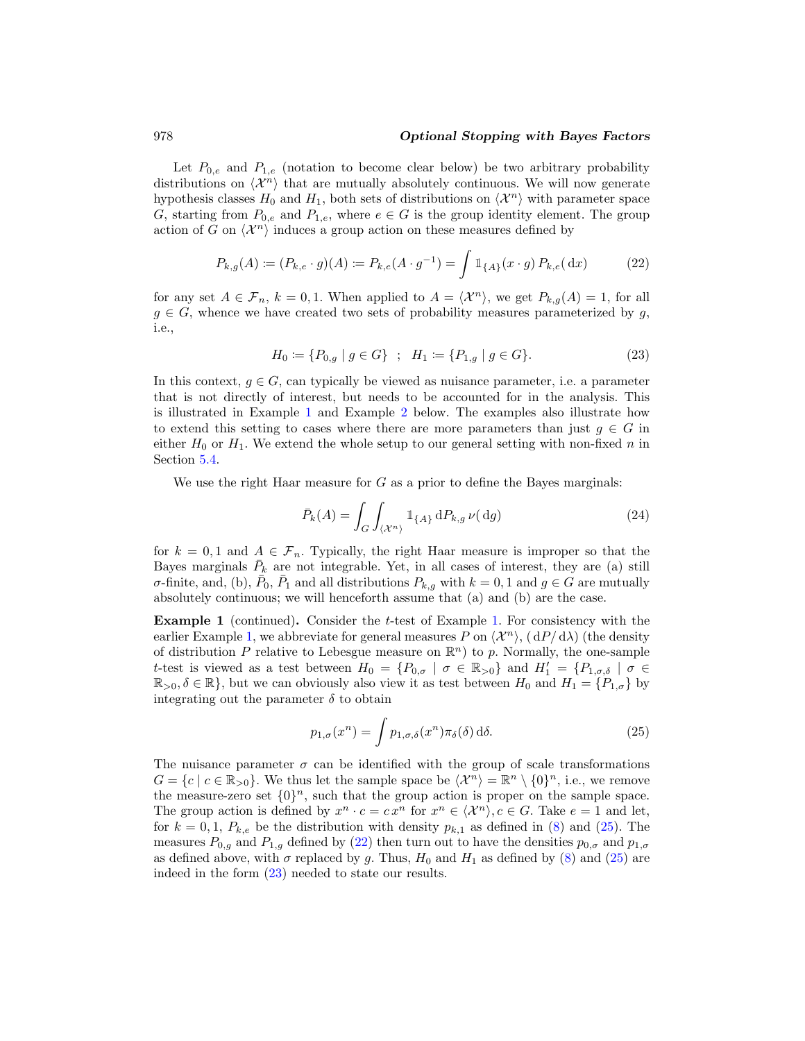Let $P_{0,e}$ and $P_{1,e}$ (notation to become clear below) be two arbitrary probability distributions on $\langle \mathcal{X}^n \rangle$ that are mutually absolutely continuous. We will now generate hypothesis classes $H_0$ and $H_1$, both sets of distributions on $\langle \mathcal{X}^n \rangle$ with parameter space $G$, starting from $P_{0,e}$ and $P_{1,e}$, where $e \in G$ is the group identity element. The group action of $G$ on $\langle \mathcal{X}^n \rangle$ induces a group action on these measures defined by

$$P_{k,g}(A) := (P_{k,e} \cdot g)(A) := P_{k,e}(A \cdot g^{-1}) = \int \mathbb{1}_{\{A\}}(x \cdot g)\, P_{k,e}(\,\mathrm{d}x) \tag{22}$$

for any set $A \in \mathcal{F}_n$, $k = 0, 1$. When applied to $A = \langle \mathcal{X}^n \rangle$, we get $P_{k,g}(A) = 1$, for all $g \in G$, whence we have created two sets of probability measures parameterized by $g$, i.e.,

$$H_0 := \{P_{0,g} \mid g \in G\} \quad ; \quad H_1 := \{P_{1,g} \mid g \in G\}. \tag{23}$$

In this context, $g \in G$, can typically be viewed as nuisance parameter, i.e. a parameter that is not directly of interest, but needs to be accounted for in the analysis. This is illustrated in Example 1 and Example 2 below. The examples also illustrate how to extend this setting to cases where there are more parameters than just $g \in G$ in either $H_0$ or $H_1$. We extend the whole setup to our general setting with non-fixed $n$ in Section 5.4.

We use the right Haar measure for $G$ as a prior to define the Bayes marginals:

$$\bar{P}_k(A) = \int_G \int_{\langle \mathcal{X}^n \rangle} \mathbb{1}_{\{A\}}\, \mathrm{d}P_{k,g}\, \nu(\,\mathrm{d}g) \tag{24}$$

for $k = 0, 1$ and $A \in \mathcal{F}_n$. Typically, the right Haar measure is improper so that the Bayes marginals $\bar{P}_k$ are not integrable. Yet, in all cases of interest, they are (a) still $\sigma$-finite, and, (b), $\bar{P}_0$, $\bar{P}_1$ and all distributions $P_{k,g}$ with $k = 0, 1$ and $g \in G$ are mutually absolutely continuous; we will henceforth assume that (a) and (b) are the case.

**Example 1** (continued)**.** Consider the $t$-test of Example 1. For consistency with the earlier Example 1, we abbreviate for general measures $P$ on $\langle \mathcal{X}^n \rangle$, $(\,\mathrm{d}P/\,\mathrm{d}\lambda)$ (the density of distribution $P$ relative to Lebesgue measure on $\mathbb{R}^n$) to $p$. Normally, the one-sample $t$-test is viewed as a test between $H_0 = \{P_{0,\sigma} \mid \sigma \in \mathbb{R}_{>0}\}$ and $H_1' = \{P_{1,\sigma,\delta} \mid \sigma \in \mathbb{R}_{>0}, \delta \in \mathbb{R}\}$, but we can obviously also view it as test between $H_0$ and $H_1 = \{P_{1,\sigma}\}$ by integrating out the parameter $\delta$ to obtain

$$p_{1,\sigma}(x^n) = \int p_{1,\sigma,\delta}(x^n) \pi_\delta(\delta)\, \mathrm{d}\delta. \tag{25}$$

The nuisance parameter $\sigma$ can be identified with the group of scale transformations $G = \{c \mid c \in \mathbb{R}_{>0}\}$. We thus let the sample space be $\langle \mathcal{X}^n \rangle = \mathbb{R}^n \setminus \{0\}^n$, i.e., we remove the measure-zero set $\{0\}^n$, such that the group action is proper on the sample space. The group action is defined by $x^n \cdot c = c\, x^n$ for $x^n \in \langle \mathcal{X}^n \rangle, c \in G$. Take $e = 1$ and let, for $k = 0, 1$, $P_{k,e}$ be the distribution with density $p_{k,1}$ as defined in (8) and (25). The measures $P_{0,g}$ and $P_{1,g}$ defined by (22) then turn out to have the densities $p_{0,\sigma}$ and $p_{1,\sigma}$ as defined above, with $\sigma$ replaced by $g$. Thus, $H_0$ and $H_1$ as defined by (8) and (25) are indeed in the form (23) needed to state our results.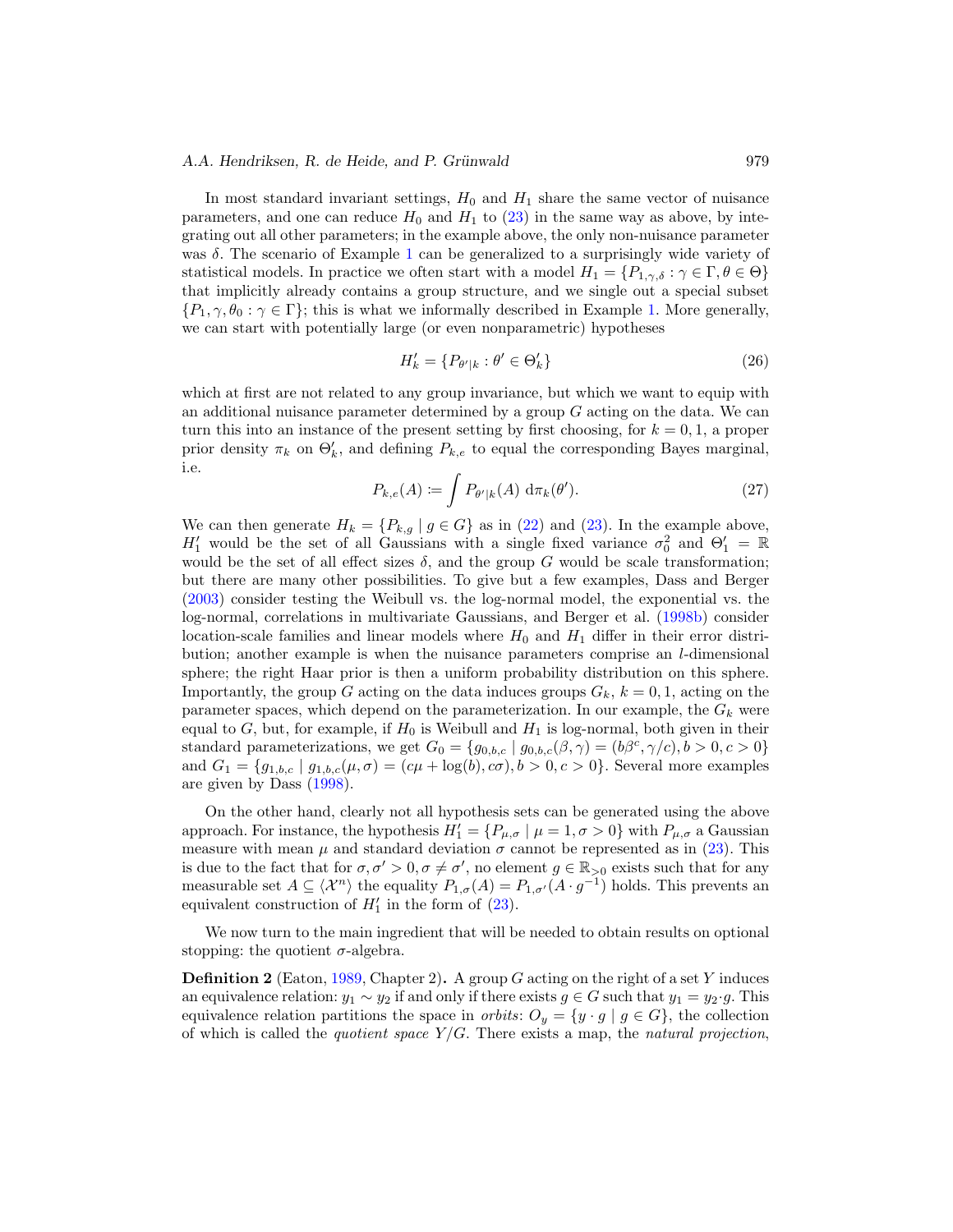In most standard invariant settings, $H_0$ and $H_1$ share the same vector of nuisance parameters, and one can reduce $H_0$ and $H_1$ to (23) in the same way as above, by integrating out all other parameters; in the example above, the only non-nuisance parameter was $\delta$. The scenario of Example 1 can be generalized to a surprisingly wide variety of statistical models. In practice we often start with a model $H_1 = \{P_{1,\gamma,\delta} : \gamma \in \Gamma, \theta \in \Theta\}$ that implicitly already contains a group structure, and we single out a special subset $\{P_1, \gamma, \theta_0 : \gamma \in \Gamma\}$; this is what we informally described in Example 1. More generally, we can start with potentially large (or even nonparametric) hypotheses

$$H'_k = \{P_{\theta'|k} : \theta' \in \Theta'_k\} \tag{26}$$

which at first are not related to any group invariance, but which we want to equip with an additional nuisance parameter determined by a group $G$ acting on the data. We can turn this into an instance of the present setting by first choosing, for $k = 0, 1$, a proper prior density $\pi_k$ on $\Theta'_k$, and defining $P_{k,e}$ to equal the corresponding Bayes marginal, i.e.

$$P_{k,e}(A) := \int P_{\theta'|k}(A) \, \mathrm{d}\pi_k(\theta'). \tag{27}$$

We can then generate $H_k = \{P_{k,g} \mid g \in G\}$ as in (22) and (23). In the example above, $H'_1$ would be the set of all Gaussians with a single fixed variance $\sigma_0^2$ and $\Theta'_1 = \mathbb{R}$ would be the set of all effect sizes $\delta$, and the group $G$ would be scale transformation; but there are many other possibilities. To give but a few examples, Dass and Berger (2003) consider testing the Weibull vs. the log-normal model, the exponential vs. the log-normal, correlations in multivariate Gaussians, and Berger et al. (1998b) consider location-scale families and linear models where $H_0$ and $H_1$ differ in their error distribution; another example is when the nuisance parameters comprise an $l$-dimensional sphere; the right Haar prior is then a uniform probability distribution on this sphere. Importantly, the group $G$ acting on the data induces groups $G_k$, $k = 0, 1$, acting on the parameter spaces, which depend on the parameterization. In our example, the $G_k$ were equal to $G$, but, for example, if $H_0$ is Weibull and $H_1$ is log-normal, both given in their standard parameterizations, we get $G_0 = \{g_{0,b,c} \mid g_{0,b,c}(\beta, \gamma) = (b\beta^c, \gamma/c), b > 0, c > 0\}$ and $G_1 = \{g_{1,b,c} \mid g_{1,b,c}(\mu, \sigma) = (c\mu + \log(b), c\sigma), b > 0, c > 0\}$. Several more examples are given by Dass (1998).

On the other hand, clearly not all hypothesis sets can be generated using the above approach. For instance, the hypothesis $H'_1 = \{P_{\mu,\sigma} \mid \mu = 1, \sigma > 0\}$ with $P_{\mu,\sigma}$ a Gaussian measure with mean $\mu$ and standard deviation $\sigma$ cannot be represented as in (23). This is due to the fact that for $\sigma, \sigma' > 0, \sigma \neq \sigma'$, no element $g \in \mathbb{R}_{>0}$ exists such that for any measurable set $A \subseteq \langle \mathcal{X}^n \rangle$ the equality $P_{1,\sigma}(A) = P_{1,\sigma'}(A \cdot g^{-1})$ holds. This prevents an equivalent construction of $H'_1$ in the form of (23).

We now turn to the main ingredient that will be needed to obtain results on optional stopping: the quotient $\sigma$-algebra.

**Definition 2** (Eaton, 1989, Chapter 2)**.** A group $G$ acting on the right of a set $Y$ induces an equivalence relation: $y_1 \sim y_2$ if and only if there exists $g \in G$ such that $y_1 = y_2 \cdot g$. This equivalence relation partitions the space in *orbits*: $O_y = \{y \cdot g \mid g \in G\}$, the collection of which is called the *quotient space* $Y/G$. There exists a map, the *natural projection*,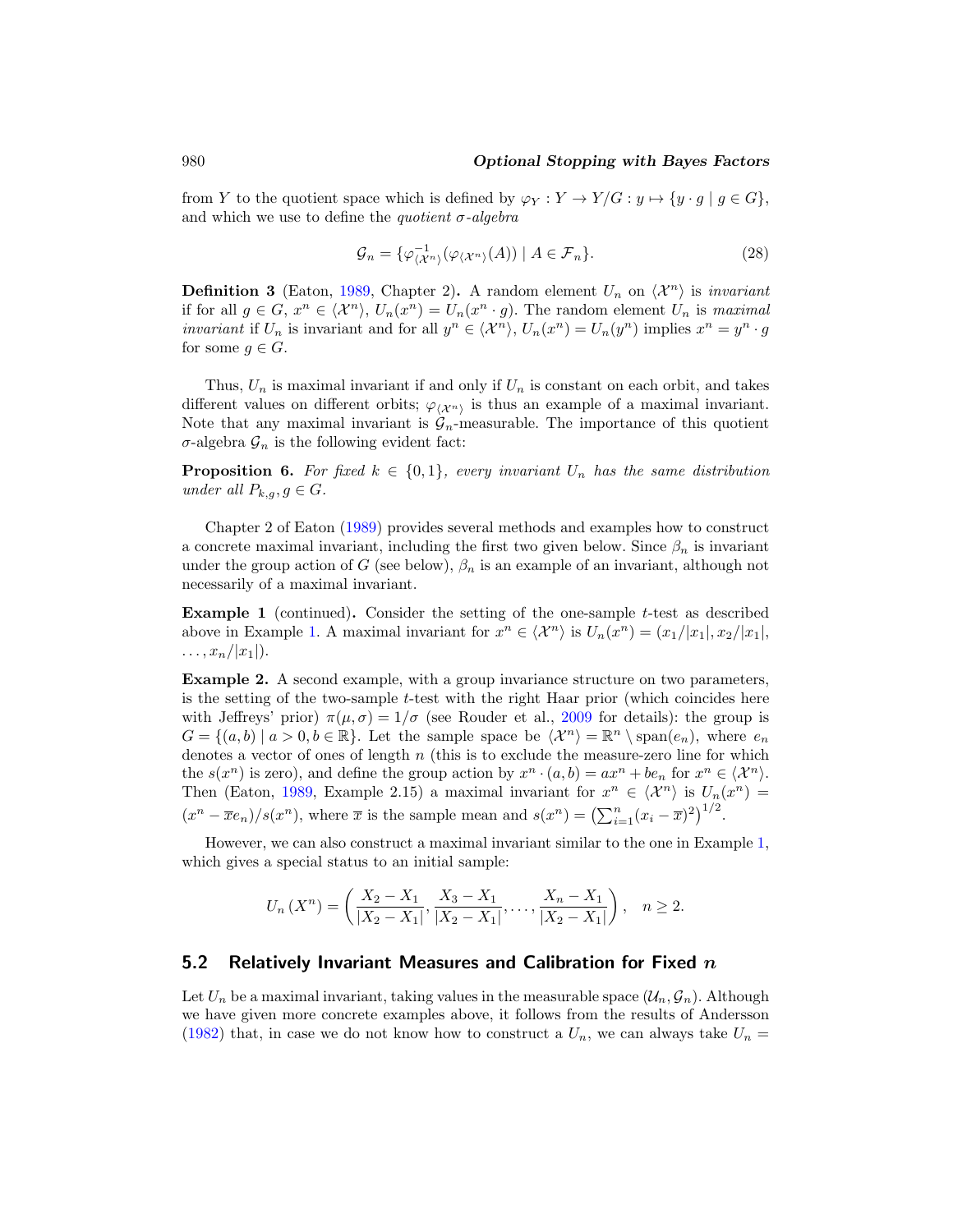from $Y$ to the quotient space which is defined by $\varphi_Y : Y \to Y/G : y \mapsto \{y \cdot g \mid g \in G\}$, and which we use to define the *quotient σ-algebra*

$$\mathcal{G}_n = \{\varphi^{-1}_{\langle \mathcal{X}^n \rangle}(\varphi_{\langle \mathcal{X}^n \rangle}(A)) \mid A \in \mathcal{F}_n\}. \tag{28}$$

**Definition 3** (Eaton, 1989, Chapter 2)**.** A random element $U_n$ on $\langle \mathcal{X}^n \rangle$ is *invariant* if for all $g \in G$, $x^n \in \langle \mathcal{X}^n \rangle$, $U_n(x^n) = U_n(x^n \cdot g)$. The random element $U_n$ is *maximal invariant* if $U_n$ is invariant and for all $y^n \in \langle \mathcal{X}^n \rangle$, $U_n(x^n) = U_n(y^n)$ implies $x^n = y^n \cdot g$ for some $g \in G$.

Thus, $U_n$ is maximal invariant if and only if $U_n$ is constant on each orbit, and takes different values on different orbits; $\varphi_{\langle \mathcal{X}^n \rangle}$ is thus an example of a maximal invariant. Note that any maximal invariant is $\mathcal{G}_n$-measurable. The importance of this quotient σ-algebra $\mathcal{G}_n$ is the following evident fact:

**Proposition 6.** *For fixed $k \in \{0, 1\}$, every invariant $U_n$ has the same distribution under all $P_{k,g}, g \in G$.*

Chapter 2 of Eaton (1989) provides several methods and examples how to construct a concrete maximal invariant, including the first two given below. Since $\beta_n$ is invariant under the group action of $G$ (see below), $\beta_n$ is an example of an invariant, although not necessarily of a maximal invariant.

**Example 1** (continued)**.** Consider the setting of the one-sample $t$-test as described above in Example 1. A maximal invariant for $x^n \in \langle \mathcal{X}^n \rangle$ is $U_n(x^n) = (x_1/|x_1|, x_2/|x_1|, \ldots, x_n/|x_1|)$.

**Example 2.** A second example, with a group invariance structure on two parameters, is the setting of the two-sample $t$-test with the right Haar prior (which coincides here with Jeffreys' prior) $\pi(\mu, \sigma) = 1/\sigma$ (see Rouder et al., 2009 for details): the group is $G = \{(a, b) \mid a > 0, b \in \mathbb{R}\}$. Let the sample space be $\langle \mathcal{X}^n \rangle = \mathbb{R}^n \setminus \text{span}(e_n)$, where $e_n$ denotes a vector of ones of length $n$ (this is to exclude the measure-zero line for which the $s(x^n)$ is zero), and define the group action by $x^n \cdot (a, b) = ax^n + be_n$ for $x^n \in \langle \mathcal{X}^n \rangle$. Then (Eaton, 1989, Example 2.15) a maximal invariant for $x^n \in \langle \mathcal{X}^n \rangle$ is $U_n(x^n) = (x^n - \overline{x}e_n)/s(x^n)$, where $\overline{x}$ is the sample mean and $s(x^n) = \left(\sum_{i=1}^n (x_i - \overline{x})^2\right)^{1/2}$.

However, we can also construct a maximal invariant similar to the one in Example 1, which gives a special status to an initial sample:

$$U_n(X^n) = \left( \frac{X_2 - X_1}{|X_2 - X_1|}, \frac{X_3 - X_1}{|X_2 - X_1|}, \ldots, \frac{X_n - X_1}{|X_2 - X_1|} \right), \quad n \geq 2.$$

## 5.2 Relatively Invariant Measures and Calibration for Fixed $n$

Let $U_n$ be a maximal invariant, taking values in the measurable space $(\mathcal{U}_n, \mathcal{G}_n)$. Although we have given more concrete examples above, it follows from the results of Andersson (1982) that, in case we do not know how to construct a $U_n$, we can always take $U_n =$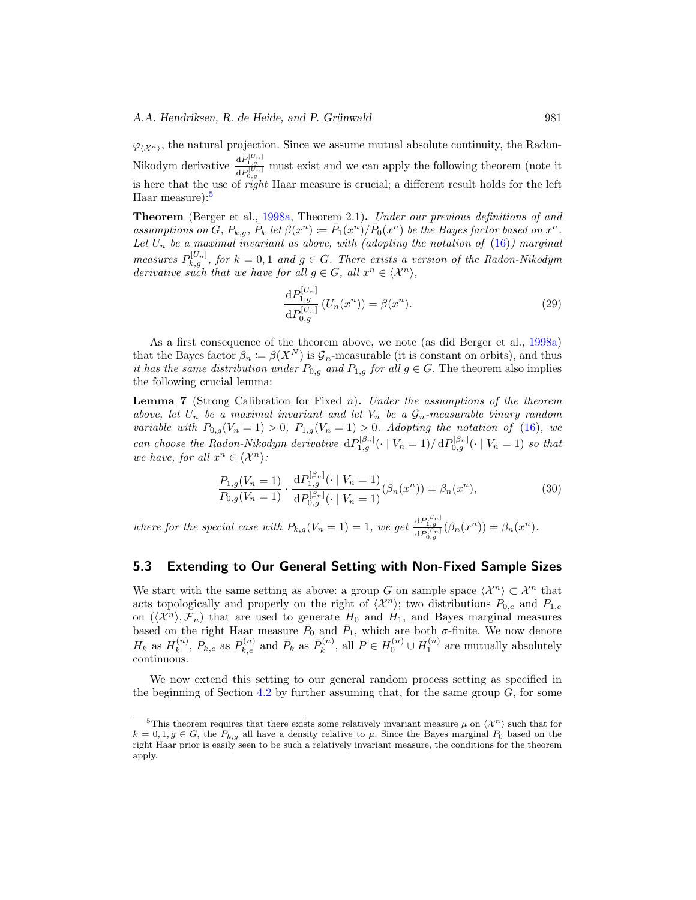$\varphi_{\langle \mathcal{X}^n \rangle}$, the natural projection. Since we assume mutual absolute continuity, the Radon-Nikodym derivative $\frac{\mathrm{d}P_{1,g}^{[U_n]}}{\mathrm{d}P_{0,g}^{[U_n]}}$ must exist and we can apply the following theorem (note it is here that the use of *right* Haar measure is crucial; a different result holds for the left Haar measure):[5]

**Theorem** (Berger et al., 1998a, Theorem 2.1)**.** *Under our previous definitions of and assumptions on $G$, $P_{k,g}$, $\bar{P}_k$ let $\beta(x^n) := \bar{P}_1(x^n)/\bar{P}_0(x^n)$ be the Bayes factor based on $x^n$. Let $U_n$ be a maximal invariant as above, with (adopting the notation of (16)) marginal measures $P_{k,g}^{[U_n]}$, for $k = 0, 1$ and $g \in G$. There exists a version of the Radon-Nikodym derivative such that we have for all $g \in G$, all $x^n \in \langle \mathcal{X}^n \rangle$,*

$$\frac{\mathrm{d}P_{1,g}^{[U_n]}}{\mathrm{d}P_{0,g}^{[U_n]}}\left(U_n(x^n)\right) = \beta(x^n). \tag{29}$$

As a first consequence of the theorem above, we note (as did Berger et al., 1998a) that the Bayes factor $\beta_n := \beta(X^N)$ is $\mathcal{G}_n$-measurable (it is constant on orbits), and thus *it has the same distribution under $P_{0,g}$ and $P_{1,g}$ for all $g \in G$.* The theorem also implies the following crucial lemma:

**Lemma 7** (Strong Calibration for Fixed $n$)**.** *Under the assumptions of the theorem above, let $U_n$ be a maximal invariant and let $V_n$ be a $\mathcal{G}_n$-measurable binary random variable with $P_{0,g}(V_n = 1) > 0$, $P_{1,g}(V_n = 1) > 0$. Adopting the notation of (16), we can choose the Radon-Nikodym derivative $\mathrm{d}P_{1,g}^{[\beta_n]}(\cdot \mid V_n = 1)/\,\mathrm{d}P_{0,g}^{[\beta_n]}(\cdot \mid V_n = 1)$ so that we have, for all $x^n \in \langle \mathcal{X}^n \rangle$:*

$$\frac{P_{1,g}(V_n = 1)}{P_{0,g}(V_n = 1)} \cdot \frac{\mathrm{d}P_{1,g}^{[\beta_n]}(\cdot \mid V_n = 1)}{\mathrm{d}P_{0,g}^{[\beta_n]}(\cdot \mid V_n = 1)}(\beta_n(x^n)) = \beta_n(x^n), \tag{30}$$

*where for the special case with $P_{k,g}(V_n = 1) = 1$, we get $\frac{\mathrm{d}P_{1,g}^{[\beta_n]}}{\mathrm{d}P_{0,g}^{[\beta_n]}}(\beta_n(x^n)) = \beta_n(x^n)$.*

## 5.3 Extending to Our General Setting with Non-Fixed Sample Sizes

We start with the same setting as above: a group $G$ on sample space $\langle \mathcal{X}^n \rangle \subset \mathcal{X}^n$ that acts topologically and properly on the right of $\langle \mathcal{X}^n \rangle$; two distributions $P_{0,e}$ and $P_{1,e}$ on $(\langle \mathcal{X}^n \rangle, \mathcal{F}_n)$ that are used to generate $H_0$ and $H_1$, and Bayes marginal measures based on the right Haar measure $\bar{P}_0$ and $\bar{P}_1$, which are both $\sigma$-finite. We now denote $H_k$ as $H_k^{(n)}$, $P_{k,e}$ as $P_{k,e}^{(n)}$ and $\bar{P}_k$ as $\bar{P}_k^{(n)}$, all $P \in H_0^{(n)} \cup H_1^{(n)}$ are mutually absolutely continuous.

We now extend this setting to our general random process setting as specified in the beginning of Section 4.2 by further assuming that, for the same group $G$, for some

---

[5] This theorem requires that there exists some relatively invariant measure $\mu$ on $\langle \mathcal{X}^n \rangle$ such that for $k = 0, 1, g \in G$, the $P_{k,g}$ all have a density relative to $\mu$. Since the Bayes marginal $\bar{P}_0$ based on the right Haar prior is easily seen to be such a relatively invariant measure, the conditions for the theorem apply.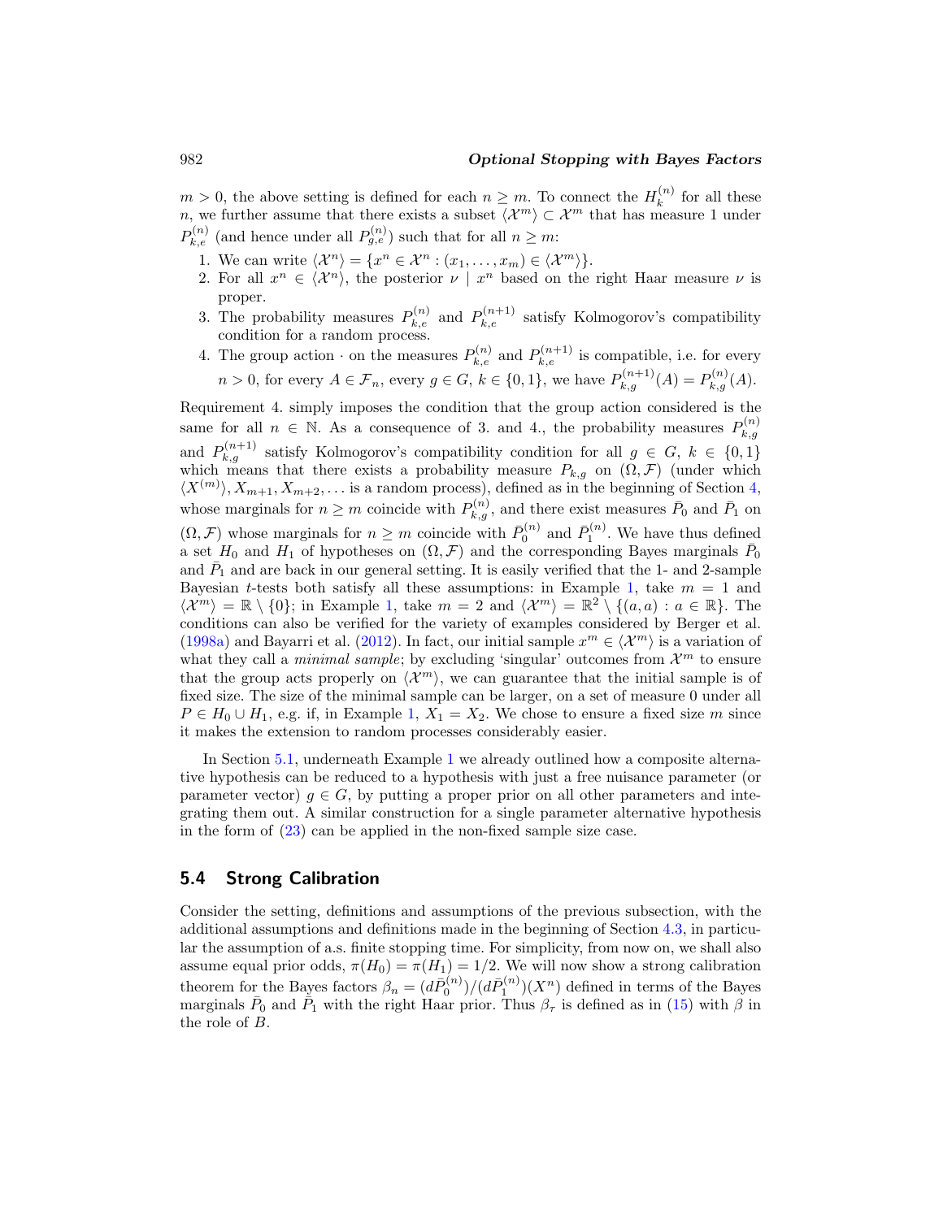$m > 0$, the above setting is defined for each $n \geq m$. To connect the $H_k^{(n)}$ for all these $n$, we further assume that there exists a subset $\langle \mathcal{X}^m \rangle \subset \mathcal{X}^m$ that has measure 1 under $P_{k,e}^{(n)}$ (and hence under all $P_{g,e}^{(n)}$) such that for all $n \geq m$:

1. We can write $\langle \mathcal{X}^n \rangle = \{x^n \in \mathcal{X}^n : (x_1, \ldots, x_m) \in \langle \mathcal{X}^m \rangle\}$.
2. For all $x^n \in \langle \mathcal{X}^n \rangle$, the posterior $\nu \mid x^n$ based on the right Haar measure $\nu$ is proper.
3. The probability measures $P_{k,e}^{(n)}$ and $P_{k,e}^{(n+1)}$ satisfy Kolmogorov's compatibility condition for a random process.
4. The group action $\cdot$ on the measures $P_{k,e}^{(n)}$ and $P_{k,e}^{(n+1)}$ is compatible, i.e. for every $n > 0$, for every $A \in \mathcal{F}_n$, every $g \in G$, $k \in \{0, 1\}$, we have $P_{k,g}^{(n+1)}(A) = P_{k,g}^{(n)}(A)$.

Requirement 4. simply imposes the condition that the group action considered is the same for all $n \in \mathbb{N}$. As a consequence of 3. and 4., the probability measures $P_{k,g}^{(n)}$ and $P_{k,g}^{(n+1)}$ satisfy Kolmogorov's compatibility condition for all $g \in G$, $k \in \{0, 1\}$ which means that there exists a probability measure $P_{k,g}$ on $(\Omega, \mathcal{F})$ (under which $\langle X^{(m)} \rangle, X_{m+1}, X_{m+2}, \ldots$ is a random process), defined as in the beginning of Section 4, whose marginals for $n \geq m$ coincide with $P_{k,g}^{(n)}$, and there exist measures $\bar{P}_0$ and $\bar{P}_1$ on $(\Omega, \mathcal{F})$ whose marginals for $n \geq m$ coincide with $\bar{P}_0^{(n)}$ and $\bar{P}_1^{(n)}$. We have thus defined a set $H_0$ and $H_1$ of hypotheses on $(\Omega, \mathcal{F})$ and the corresponding Bayes marginals $\bar{P}_0$ and $\bar{P}_1$ and are back in our general setting. It is easily verified that the 1- and 2-sample Bayesian $t$-tests both satisfy all these assumptions: in Example 1, take $m = 1$ and $\langle \mathcal{X}^m \rangle = \mathbb{R} \setminus \{0\}$; in Example 1, take $m = 2$ and $\langle \mathcal{X}^m \rangle = \mathbb{R}^2 \setminus \{(a, a) : a \in \mathbb{R}\}$. The conditions can also be verified for the variety of examples considered by Berger et al. (1998a) and Bayarri et al. (2012). In fact, our initial sample $x^m \in \langle \mathcal{X}^m \rangle$ is a variation of what they call a *minimal sample*; by excluding 'singular' outcomes from $\mathcal{X}^m$ to ensure that the group acts properly on $\langle \mathcal{X}^m \rangle$, we can guarantee that the initial sample is of fixed size. The size of the minimal sample can be larger, on a set of measure 0 under all $P \in H_0 \cup H_1$, e.g. if, in Example 1, $X_1 = X_2$. We chose to ensure a fixed size $m$ since it makes the extension to random processes considerably easier.

In Section 5.1, underneath Example 1 we already outlined how a composite alternative hypothesis can be reduced to a hypothesis with just a free nuisance parameter (or parameter vector) $g \in G$, by putting a proper prior on all other parameters and integrating them out. A similar construction for a single parameter alternative hypothesis in the form of (23) can be applied in the non-fixed sample size case.

## 5.4 Strong Calibration

Consider the setting, definitions and assumptions of the previous subsection, with the additional assumptions and definitions made in the beginning of Section 4.3, in particular the assumption of a.s. finite stopping time. For simplicity, from now on, we shall also assume equal prior odds, $\pi(H_0) = \pi(H_1) = 1/2$. We will now show a strong calibration theorem for the Bayes factors $\beta_n = (d\bar{P}_0^{(n)})/(d\bar{P}_1^{(n)})(X^n)$ defined in terms of the Bayes marginals $\bar{P}_0$ and $\bar{P}_1$ with the right Haar prior. Thus $\beta_\tau$ is defined as in (15) with $\beta$ in the role of $B$.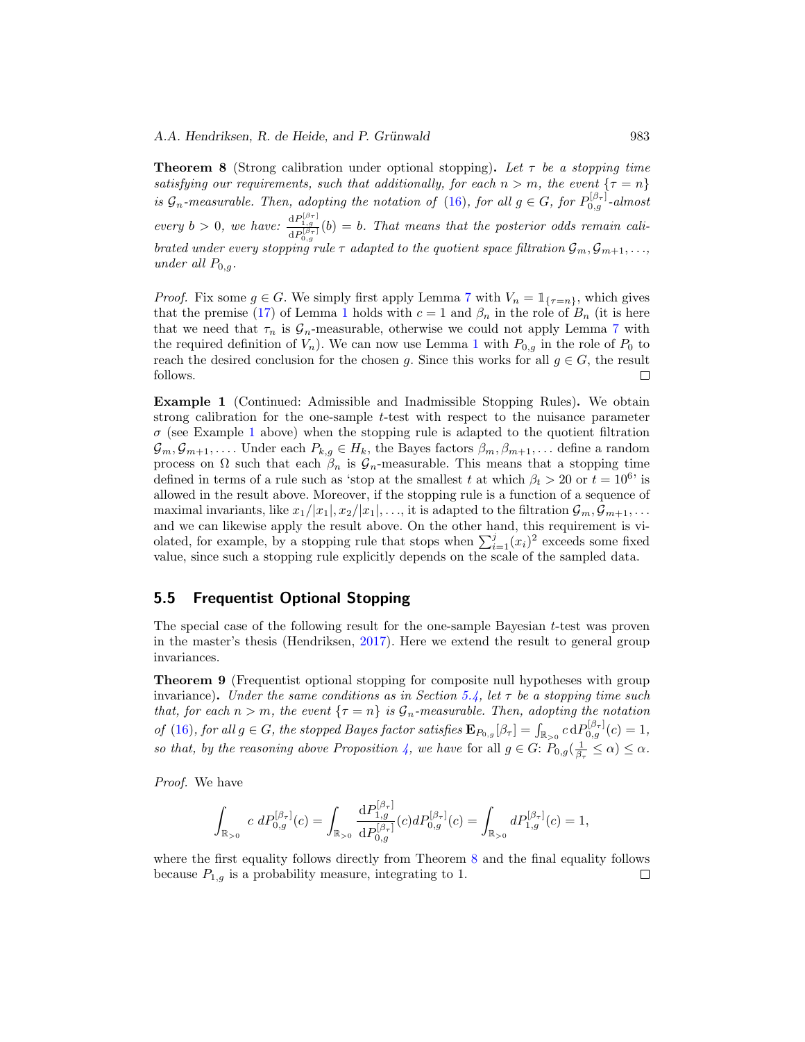**Theorem 8** (Strong calibration under optional stopping)**.** *Let $\tau$ be a stopping time satisfying our requirements, such that additionally, for each $n > m$, the event $\{\tau = n\}$ is $\mathcal{G}_n$-measurable. Then, adopting the notation of (16), for all $g \in G$, for $P_{0,g}^{[\beta_\tau]}$-almost every $b > 0$, we have: $\frac{\mathrm{d}P_{1,g}^{[\beta_\tau]}}{\mathrm{d}P_{0,g}^{[\beta_\tau]}}(b) = b$. That means that the posterior odds remain calibrated under every stopping rule $\tau$ adapted to the quotient space filtration $\mathcal{G}_m, \mathcal{G}_{m+1}, \ldots$, under all $P_{0,g}$.*

*Proof.* Fix some $g \in G$. We simply first apply Lemma 7 with $V_n = \mathbb{1}_{\{\tau = n\}}$, which gives that the premise (17) of Lemma 1 holds with $c = 1$ and $\beta_n$ in the role of $B_n$ (it is here that we need that $\tau_n$ is $\mathcal{G}_n$-measurable, otherwise we could not apply Lemma 7 with the required definition of $V_n$). We can now use Lemma 1 with $P_{0,g}$ in the role of $P_0$ to reach the desired conclusion for the chosen $g$. Since this works for all $g \in G$, the result follows. $\square$

**Example 1** (Continued: Admissible and Inadmissible Stopping Rules)**.** We obtain strong calibration for the one-sample $t$-test with respect to the nuisance parameter $\sigma$ (see Example 1 above) when the stopping rule is adapted to the quotient filtration $\mathcal{G}_m, \mathcal{G}_{m+1}, \ldots$. Under each $P_{k,g} \in H_k$, the Bayes factors $\beta_m, \beta_{m+1}, \ldots$ define a random process on $\Omega$ such that each $\beta_n$ is $\mathcal{G}_n$-measurable. This means that a stopping time defined in terms of a rule such as 'stop at the smallest $t$ at which $\beta_t > 20$ or $t = 10^6$' is allowed in the result above. Moreover, if the stopping rule is a function of a sequence of maximal invariants, like $x_1/|x_1|, x_2/|x_1|, \ldots$, it is adapted to the filtration $\mathcal{G}_m, \mathcal{G}_{m+1}, \ldots$ and we can likewise apply the result above. On the other hand, this requirement is violated, for example, by a stopping rule that stops when $\sum_{i=1}^{j}(x_i)^2$ exceeds some fixed value, since such a stopping rule explicitly depends on the scale of the sampled data.

## 5.5 Frequentist Optional Stopping

The special case of the following result for the one-sample Bayesian $t$-test was proven in the master's thesis (Hendriksen, 2017). Here we extend the result to general group invariances.

**Theorem 9** (Frequentist optional stopping for composite null hypotheses with group invariance)**.** *Under the same conditions as in Section 5.4, let $\tau$ be a stopping time such that, for each $n > m$, the event $\{\tau = n\}$ is $\mathcal{G}_n$-measurable. Then, adopting the notation of (16), for all $g \in G$, the stopped Bayes factor satisfies $\mathbf{E}_{P_{0,g}}[\beta_\tau] = \int_{\mathbb{R}_{>0}} c \, \mathrm{d}P_{0,g}^{[\beta_\tau]}(c) = 1$, so that, by the reasoning above Proposition 4, we have* for all $g \in G$: $P_{0,g}(\frac{1}{\beta_\tau} \leq \alpha) \leq \alpha$.

*Proof.* We have

$$\int_{\mathbb{R}_{>0}} c \; dP_{0,g}^{[\beta_\tau]}(c) = \int_{\mathbb{R}_{>0}} \frac{\mathrm{d}P_{1,g}^{[\beta_\tau]}}{\mathrm{d}P_{0,g}^{[\beta_\tau]}}(c) dP_{0,g}^{[\beta_\tau]}(c) = \int_{\mathbb{R}_{>0}} dP_{1,g}^{[\beta_\tau]}(c) = 1,$$

where the first equality follows directly from Theorem 8 and the final equality follows because $P_{1,g}$ is a probability measure, integrating to 1. $\square$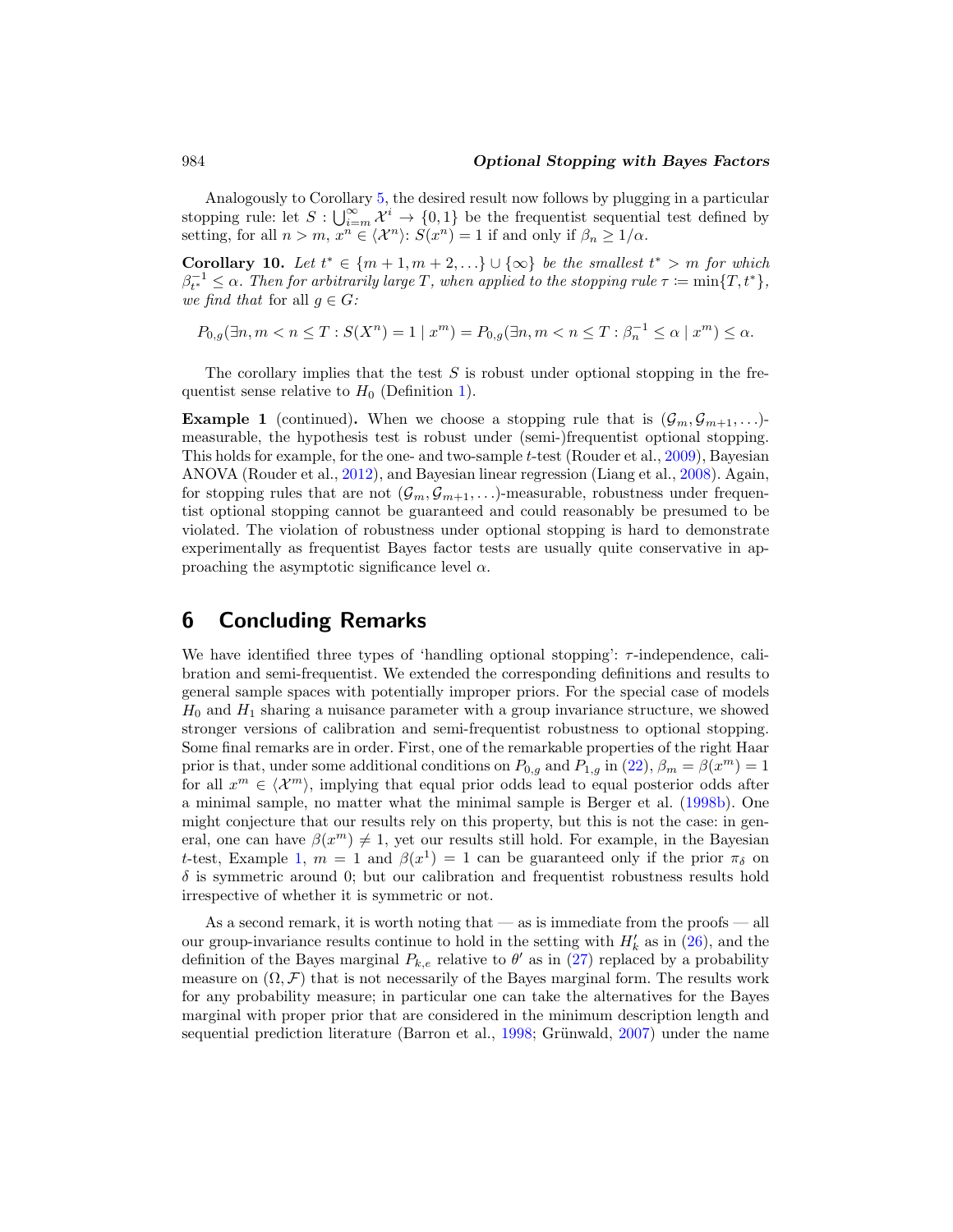Analogously to Corollary 5, the desired result now follows by plugging in a particular stopping rule: let $S : \bigcup_{i=m}^{\infty} \mathcal{X}^i \to \{0, 1\}$ be the frequentist sequential test defined by setting, for all $n > m$, $x^n \in \langle \mathcal{X}^n \rangle$: $S(x^n) = 1$ if and only if $\beta_n \geq 1/\alpha$.

**Corollary 10.** *Let $t^* \in \{m+1, m+2, \ldots\} \cup \{\infty\}$ be the smallest $t^* > m$ for which $\beta_{t^*}^{-1} \leq \alpha$. Then for arbitrarily large $T$, when applied to the stopping rule $\tau \coloneqq \min\{T, t^*\}$, we find that* for all $g \in G$*:*

$$P_{0,g}(\exists n, m < n \leq T : S(X^n) = 1 \mid x^m) = P_{0,g}(\exists n, m < n \leq T : \beta_n^{-1} \leq \alpha \mid x^m) \leq \alpha.$$

The corollary implies that the test $S$ is robust under optional stopping in the frequentist sense relative to $H_0$ (Definition 1).

**Example 1** (continued)**.** When we choose a stopping rule that is $(\mathcal{G}_m, \mathcal{G}_{m+1}, \ldots)$-measurable, the hypothesis test is robust under (semi-)frequentist optional stopping. This holds for example, for the one- and two-sample $t$-test (Rouder et al., 2009), Bayesian ANOVA (Rouder et al., 2012), and Bayesian linear regression (Liang et al., 2008). Again, for stopping rules that are not $(\mathcal{G}_m, \mathcal{G}_{m+1}, \ldots)$-measurable, robustness under frequentist optional stopping cannot be guaranteed and could reasonably be presumed to be violated. The violation of robustness under optional stopping is hard to demonstrate experimentally as frequentist Bayes factor tests are usually quite conservative in approaching the asymptotic significance level $\alpha$.

# 6 Concluding Remarks

We have identified three types of 'handling optional stopping': $\tau$-independence, calibration and semi-frequentist. We extended the corresponding definitions and results to general sample spaces with potentially improper priors. For the special case of models $H_0$ and $H_1$ sharing a nuisance parameter with a group invariance structure, we showed stronger versions of calibration and semi-frequentist robustness to optional stopping. Some final remarks are in order. First, one of the remarkable properties of the right Haar prior is that, under some additional conditions on $P_{0,g}$ and $P_{1,g}$ in (22), $\beta_m = \beta(x^m) = 1$ for all $x^m \in \langle \mathcal{X}^m \rangle$, implying that equal prior odds lead to equal posterior odds after a minimal sample, no matter what the minimal sample is Berger et al. (1998b). One might conjecture that our results rely on this property, but this is not the case: in general, one can have $\beta(x^m) \neq 1$, yet our results still hold. For example, in the Bayesian $t$-test, Example 1, $m = 1$ and $\beta(x^1) = 1$ can be guaranteed only if the prior $\pi_\delta$ on $\delta$ is symmetric around 0; but our calibration and frequentist robustness results hold irrespective of whether it is symmetric or not.

As a second remark, it is worth noting that — as is immediate from the proofs — all our group-invariance results continue to hold in the setting with $H'_k$ as in (26), and the definition of the Bayes marginal $P_{k,e}$ relative to $\theta'$ as in (27) replaced by a probability measure on $(\Omega, \mathcal{F})$ that is not necessarily of the Bayes marginal form. The results work for any probability measure; in particular one can take the alternatives for the Bayes marginal with proper prior that are considered in the minimum description length and sequential prediction literature (Barron et al., 1998; Grünwald, 2007) under the name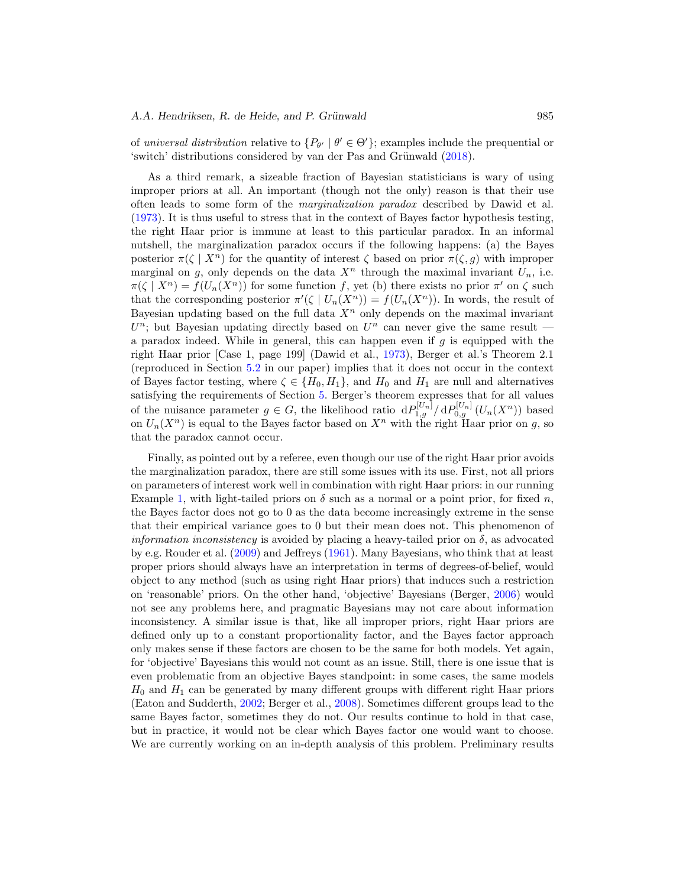of *universal distribution* relative to $\{P_{\theta'} \mid \theta' \in \Theta'\}$; examples include the prequential or 'switch' distributions considered by van der Pas and Grünwald (2018).

As a third remark, a sizeable fraction of Bayesian statisticians is wary of using improper priors at all. An important (though not the only) reason is that their use often leads to some form of the *marginalization paradox* described by Dawid et al. (1973). It is thus useful to stress that in the context of Bayes factor hypothesis testing, the right Haar prior is immune at least to this particular paradox. In an informal nutshell, the marginalization paradox occurs if the following happens: (a) the Bayes posterior $\pi(\zeta \mid X^n)$ for the quantity of interest $\zeta$ based on prior $\pi(\zeta, g)$ with improper marginal on $g$, only depends on the data $X^n$ through the maximal invariant $U_n$, i.e. $\pi(\zeta \mid X^n) = f(U_n(X^n))$ for some function $f$, yet (b) there exists no prior $\pi'$ on $\zeta$ such that the corresponding posterior $\pi'(\zeta \mid U_n(X^n)) = f(U_n(X^n))$. In words, the result of Bayesian updating based on the full data $X^n$ only depends on the maximal invariant $U^n$; but Bayesian updating directly based on $U^n$ can never give the same result — a paradox indeed. While in general, this can happen even if $g$ is equipped with the right Haar prior [Case 1, page 199] (Dawid et al., 1973), Berger et al.'s Theorem 2.1 (reproduced in Section 5.2 in our paper) implies that it does not occur in the context of Bayes factor testing, where $\zeta \in \{H_0, H_1\}$, and $H_0$ and $H_1$ are null and alternatives satisfying the requirements of Section 5. Berger's theorem expresses that for all values of the nuisance parameter $g \in G$, the likelihood ratio $\mathrm{d}P_{1,g}^{[U_n]} / \mathrm{d}P_{0,g}^{[U_n]} (U_n(X^n))$ based on $U_n(X^n)$ is equal to the Bayes factor based on $X^n$ with the right Haar prior on $g$, so that the paradox cannot occur.

Finally, as pointed out by a referee, even though our use of the right Haar prior avoids the marginalization paradox, there are still some issues with its use. First, not all priors on parameters of interest work well in combination with right Haar priors: in our running Example 1, with light-tailed priors on $\delta$ such as a normal or a point prior, for fixed $n$, the Bayes factor does not go to 0 as the data become increasingly extreme in the sense that their empirical variance goes to 0 but their mean does not. This phenomenon of *information inconsistency* is avoided by placing a heavy-tailed prior on $\delta$, as advocated by e.g. Rouder et al. (2009) and Jeffreys (1961). Many Bayesians, who think that at least proper priors should always have an interpretation in terms of degrees-of-belief, would object to any method (such as using right Haar priors) that induces such a restriction on 'reasonable' priors. On the other hand, 'objective' Bayesians (Berger, 2006) would not see any problems here, and pragmatic Bayesians may not care about information inconsistency. A similar issue is that, like all improper priors, right Haar priors are defined only up to a constant proportionality factor, and the Bayes factor approach only makes sense if these factors are chosen to be the same for both models. Yet again, for 'objective' Bayesians this would not count as an issue. Still, there is one issue that is even problematic from an objective Bayes standpoint: in some cases, the same models $H_0$ and $H_1$ can be generated by many different groups with different right Haar priors (Eaton and Sudderth, 2002; Berger et al., 2008). Sometimes different groups lead to the same Bayes factor, sometimes they do not. Our results continue to hold in that case, but in practice, it would not be clear which Bayes factor one would want to choose. We are currently working on an in-depth analysis of this problem. Preliminary results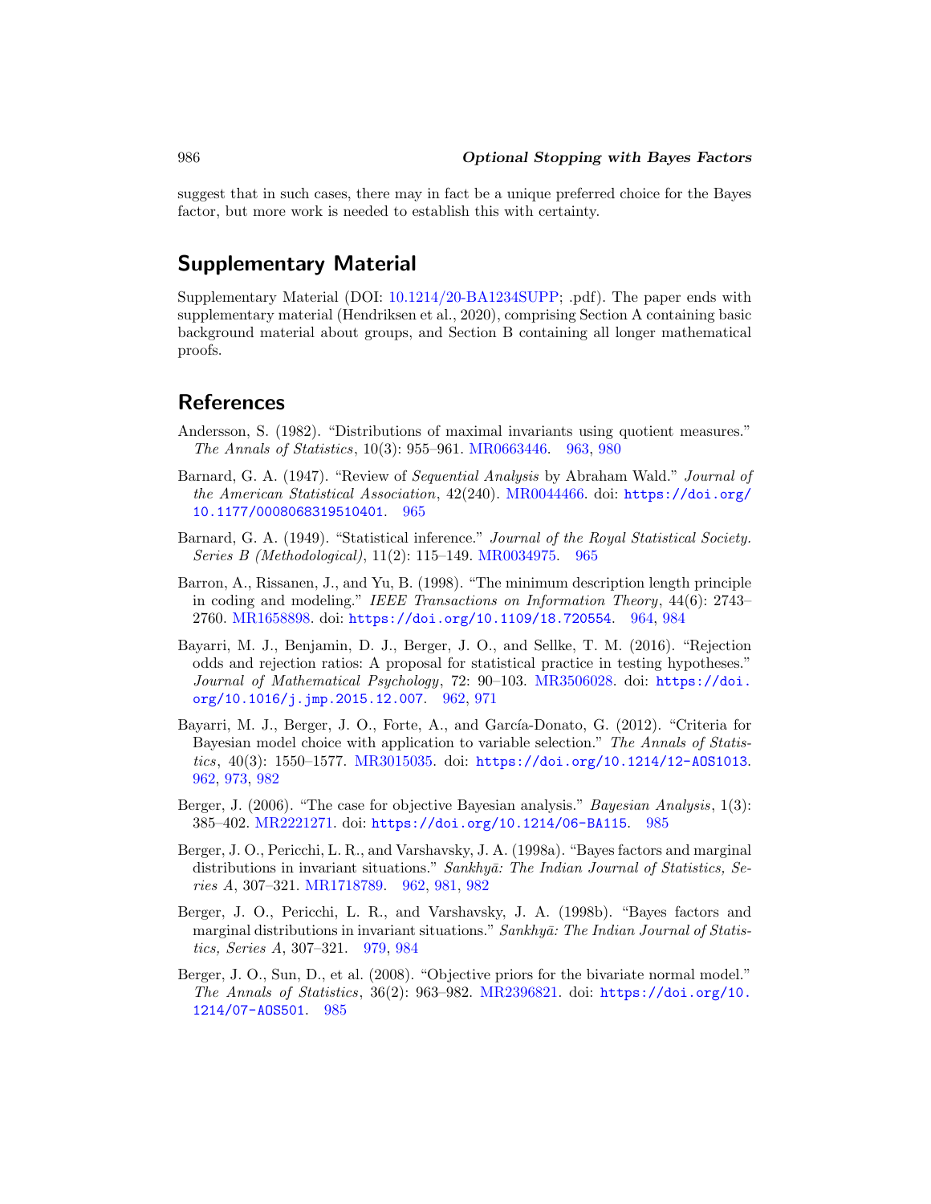suggest that in such cases, there may in fact be a unique preferred choice for the Bayes factor, but more work is needed to establish this with certainty.

## Supplementary Material

Supplementary Material (DOI: 10.1214/20-BA1234SUPP; .pdf). The paper ends with supplementary material (Hendriksen et al., 2020), comprising Section A containing basic background material about groups, and Section B containing all longer mathematical proofs.

## References

Andersson, S. (1982). "Distributions of maximal invariants using quotient measures." *The Annals of Statistics*, 10(3): 955–961. MR0663446. 963, 980

Barnard, G. A. (1947). "Review of *Sequential Analysis* by Abraham Wald." *Journal of the American Statistical Association*, 42(240). MR0044466. doi: https://doi.org/10.1177/0008068319510401. 965

Barnard, G. A. (1949). "Statistical inference." *Journal of the Royal Statistical Society. Series B (Methodological)*, 11(2): 115–149. MR0034975. 965

Barron, A., Rissanen, J., and Yu, B. (1998). "The minimum description length principle in coding and modeling." *IEEE Transactions on Information Theory*, 44(6): 2743–2760. MR1658898. doi: https://doi.org/10.1109/18.720554. 964, 984

Bayarri, M. J., Benjamin, D. J., Berger, J. O., and Sellke, T. M. (2016). "Rejection odds and rejection ratios: A proposal for statistical practice in testing hypotheses." *Journal of Mathematical Psychology*, 72: 90–103. MR3506028. doi: https://doi.org/10.1016/j.jmp.2015.12.007. 962, 971

Bayarri, M. J., Berger, J. O., Forte, A., and García-Donato, G. (2012). "Criteria for Bayesian model choice with application to variable selection." *The Annals of Statistics*, 40(3): 1550–1577. MR3015035. doi: https://doi.org/10.1214/12-AOS1013. 962, 973, 982

Berger, J. (2006). "The case for objective Bayesian analysis." *Bayesian Analysis*, 1(3): 385–402. MR2221271. doi: https://doi.org/10.1214/06-BA115. 985

Berger, J. O., Pericchi, L. R., and Varshavsky, J. A. (1998a). "Bayes factors and marginal distributions in invariant situations." *Sankhyā: The Indian Journal of Statistics, Series A*, 307–321. MR1718789. 962, 981, 982

Berger, J. O., Pericchi, L. R., and Varshavsky, J. A. (1998b). "Bayes factors and marginal distributions in invariant situations." *Sankhyā: The Indian Journal of Statistics, Series A*, 307–321. 979, 984

Berger, J. O., Sun, D., et al. (2008). "Objective priors for the bivariate normal model." *The Annals of Statistics*, 36(2): 963–982. MR2396821. doi: https://doi.org/10.1214/07-AOS501. 985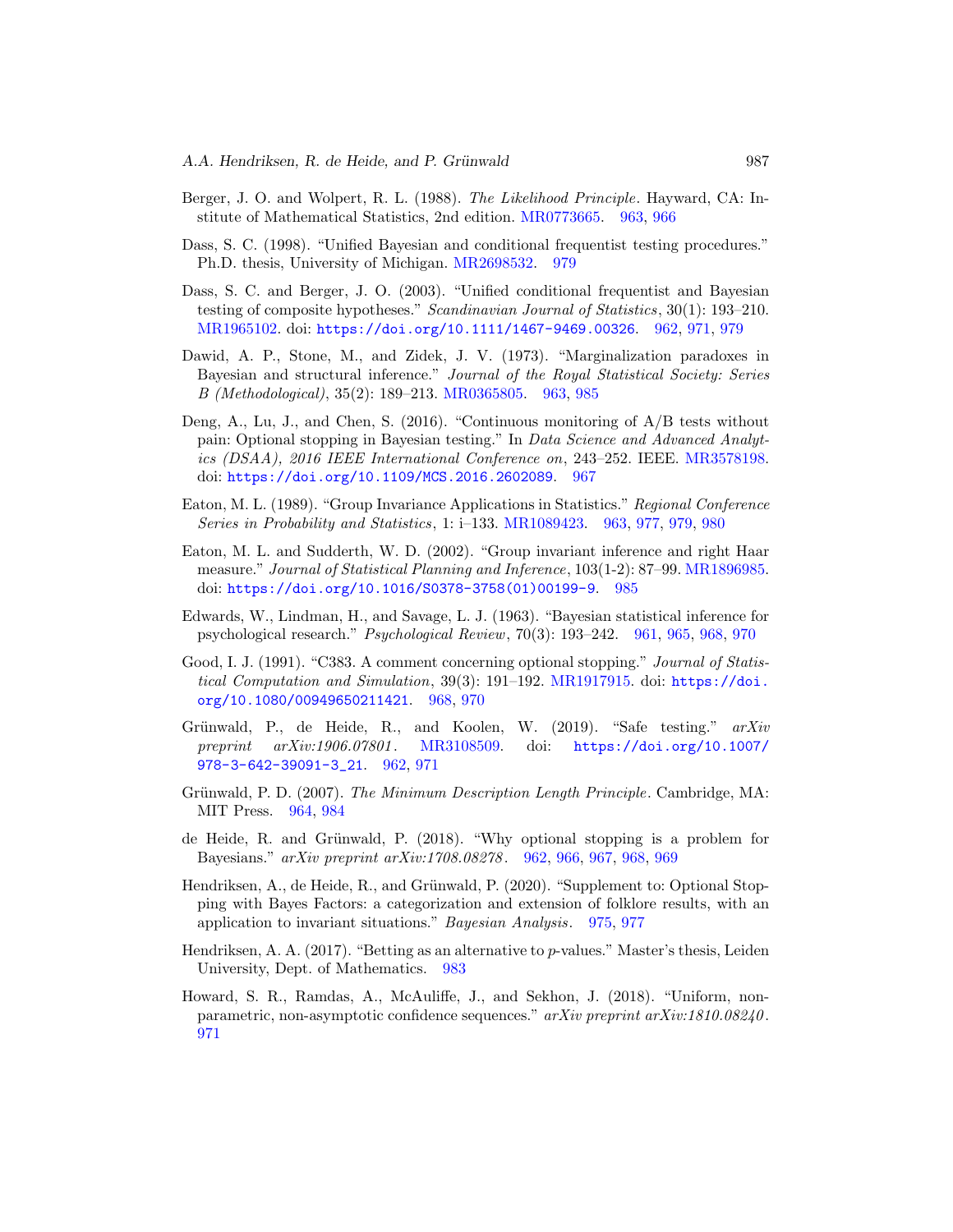Berger, J. O. and Wolpert, R. L. (1988). *The Likelihood Principle*. Hayward, CA: Institute of Mathematical Statistics, 2nd edition. MR0773665. 963, 966

Dass, S. C. (1998). "Unified Bayesian and conditional frequentist testing procedures." Ph.D. thesis, University of Michigan. MR2698532. 979

Dass, S. C. and Berger, J. O. (2003). "Unified conditional frequentist and Bayesian testing of composite hypotheses." *Scandinavian Journal of Statistics*, 30(1): 193–210. MR1965102. doi: https://doi.org/10.1111/1467-9469.00326. 962, 971, 979

Dawid, A. P., Stone, M., and Zidek, J. V. (1973). "Marginalization paradoxes in Bayesian and structural inference." *Journal of the Royal Statistical Society: Series B (Methodological)*, 35(2): 189–213. MR0365805. 963, 985

Deng, A., Lu, J., and Chen, S. (2016). "Continuous monitoring of A/B tests without pain: Optional stopping in Bayesian testing." In *Data Science and Advanced Analytics (DSAA), 2016 IEEE International Conference on*, 243–252. IEEE. MR3578198. doi: https://doi.org/10.1109/MCS.2016.2602089. 967

Eaton, M. L. (1989). "Group Invariance Applications in Statistics." *Regional Conference Series in Probability and Statistics*, 1: i–133. MR1089423. 963, 977, 979, 980

Eaton, M. L. and Sudderth, W. D. (2002). "Group invariant inference and right Haar measure." *Journal of Statistical Planning and Inference*, 103(1-2): 87–99. MR1896985. doi: https://doi.org/10.1016/S0378-3758(01)00199-9. 985

Edwards, W., Lindman, H., and Savage, L. J. (1963). "Bayesian statistical inference for psychological research." *Psychological Review*, 70(3): 193–242. 961, 965, 968, 970

Good, I. J. (1991). "C383. A comment concerning optional stopping." *Journal of Statistical Computation and Simulation*, 39(3): 191–192. MR1917915. doi: https://doi.org/10.1080/00949650211421. 968, 970

Grünwald, P., de Heide, R., and Koolen, W. (2019). "Safe testing." *arXiv preprint arXiv:1906.07801*. MR3108509. doi: https://doi.org/10.1007/978-3-642-39091-3_21. 962, 971

Grünwald, P. D. (2007). *The Minimum Description Length Principle*. Cambridge, MA: MIT Press. 964, 984

de Heide, R. and Grünwald, P. (2018). "Why optional stopping is a problem for Bayesians." *arXiv preprint arXiv:1708.08278*. 962, 966, 967, 968, 969

Hendriksen, A., de Heide, R., and Grünwald, P. (2020). "Supplement to: Optional Stopping with Bayes Factors: a categorization and extension of folklore results, with an application to invariant situations." *Bayesian Analysis*. 975, 977

Hendriksen, A. A. (2017). "Betting as an alternative to $p$-values." Master's thesis, Leiden University, Dept. of Mathematics. 983

Howard, S. R., Ramdas, A., McAuliffe, J., and Sekhon, J. (2018). "Uniform, nonparametric, non-asymptotic confidence sequences." *arXiv preprint arXiv:1810.08240*. 971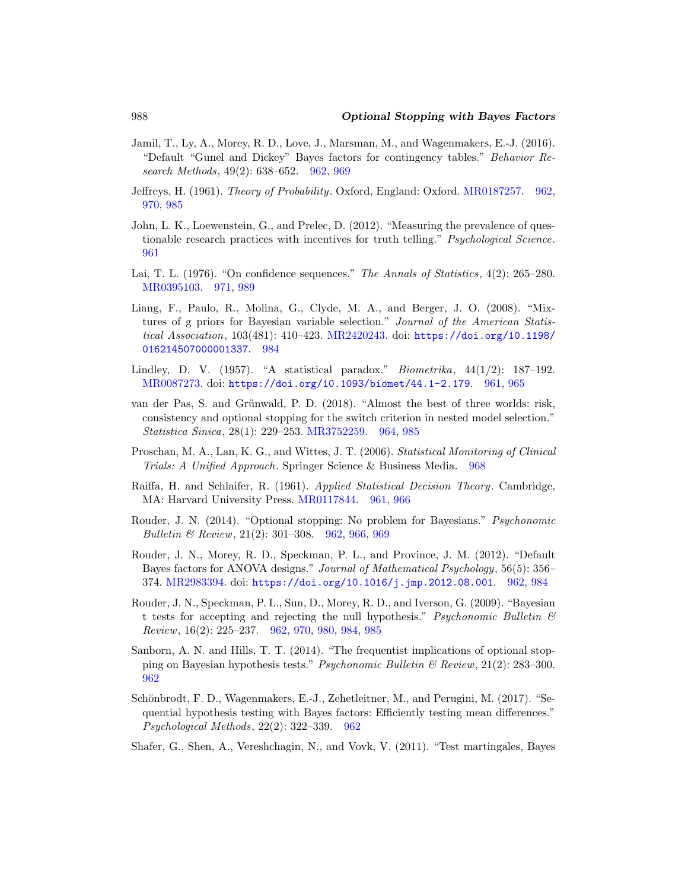Jamil, T., Ly, A., Morey, R. D., Love, J., Marsman, M., and Wagenmakers, E.-J. (2016). "Default "Gunel and Dickey" Bayes factors for contingency tables." *Behavior Research Methods*, 49(2): 638–652. 962, 969

Jeffreys, H. (1961). *Theory of Probability*. Oxford, England: Oxford. MR0187257. 962, 970, 985

John, L. K., Loewenstein, G., and Prelec, D. (2012). "Measuring the prevalence of questionable research practices with incentives for truth telling." *Psychological Science*. 961

Lai, T. L. (1976). "On confidence sequences." *The Annals of Statistics*, 4(2): 265–280. MR0395103. 971, 989

Liang, F., Paulo, R., Molina, G., Clyde, M. A., and Berger, J. O. (2008). "Mixtures of g priors for Bayesian variable selection." *Journal of the American Statistical Association*, 103(481): 410–423. MR2420243. doi: https://doi.org/10.1198/016214507000001337. 984

Lindley, D. V. (1957). "A statistical paradox." *Biometrika*, 44(1/2): 187–192. MR0087273. doi: https://doi.org/10.1093/biomet/44.1-2.179. 961, 965

van der Pas, S. and Grünwald, P. D. (2018). "Almost the best of three worlds: risk, consistency and optional stopping for the switch criterion in nested model selection." *Statistica Sinica*, 28(1): 229–253. MR3752259. 964, 985

Proschan, M. A., Lan, K. G., and Wittes, J. T. (2006). *Statistical Monitoring of Clinical Trials: A Unified Approach*. Springer Science & Business Media. 968

Raiffa, H. and Schlaifer, R. (1961). *Applied Statistical Decision Theory*. Cambridge, MA: Harvard University Press. MR0117844. 961, 966

Rouder, J. N. (2014). "Optional stopping: No problem for Bayesians." *Psychonomic Bulletin & Review*, 21(2): 301–308. 962, 966, 969

Rouder, J. N., Morey, R. D., Speckman, P. L., and Province, J. M. (2012). "Default Bayes factors for ANOVA designs." *Journal of Mathematical Psychology*, 56(5): 356–374. MR2983394. doi: https://doi.org/10.1016/j.jmp.2012.08.001. 962, 984

Rouder, J. N., Speckman, P. L., Sun, D., Morey, R. D., and Iverson, G. (2009). "Bayesian t tests for accepting and rejecting the null hypothesis." *Psychonomic Bulletin & Review*, 16(2): 225–237. 962, 970, 980, 984, 985

Sanborn, A. N. and Hills, T. T. (2014). "The frequentist implications of optional stopping on Bayesian hypothesis tests." *Psychonomic Bulletin & Review*, 21(2): 283–300. 962

Schönbrodt, F. D., Wagenmakers, E.-J., Zehetleitner, M., and Perugini, M. (2017). "Sequential hypothesis testing with Bayes factors: Efficiently testing mean differences." *Psychological Methods*, 22(2): 322–339. 962

Shafer, G., Shen, A., Vereshchagin, N., and Vovk, V. (2011). "Test martingales, Bayes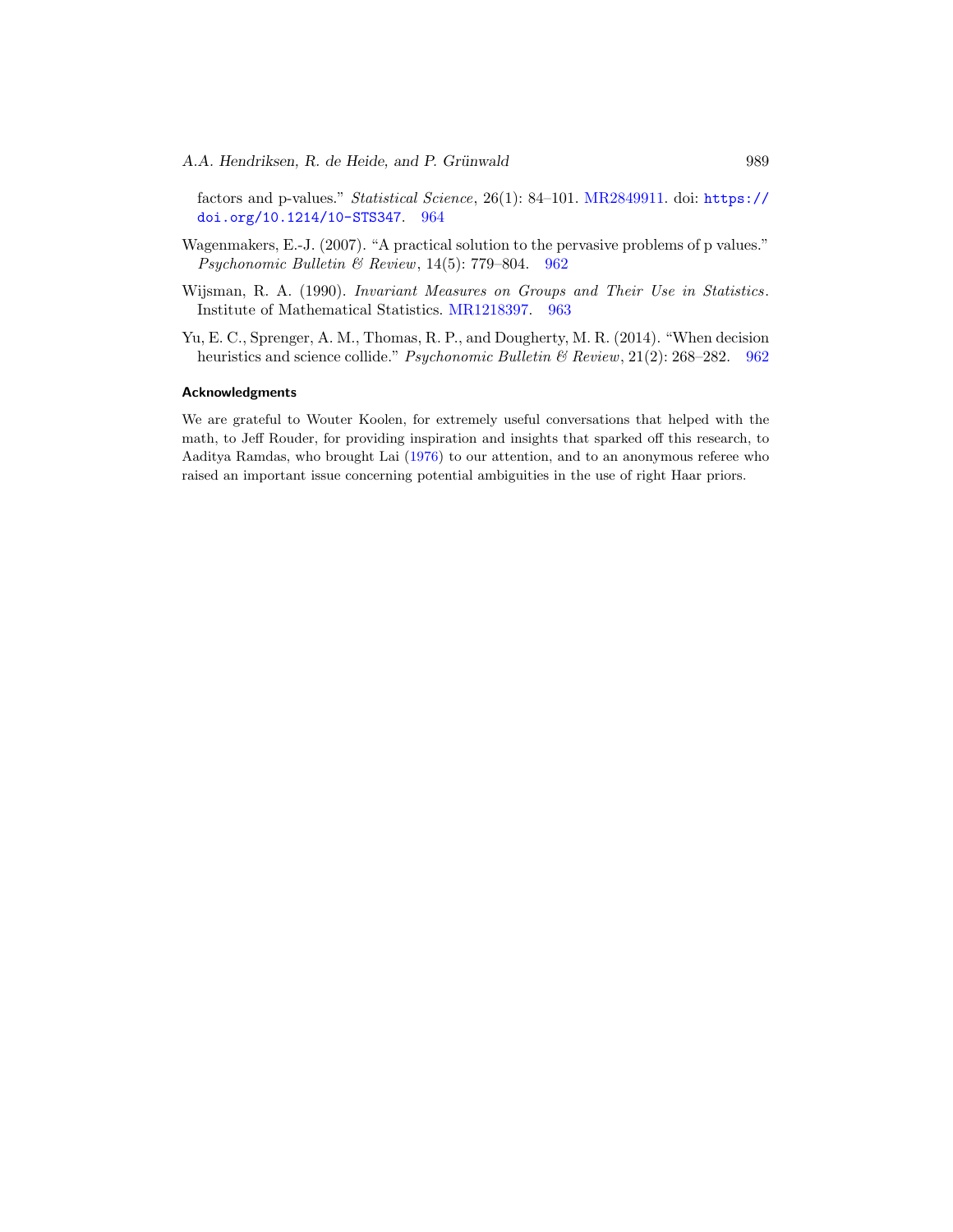factors and p-values." *Statistical Science*, 26(1): 84–101. MR2849911. doi: https://doi.org/10.1214/10-STS347. 964

Wagenmakers, E.-J. (2007). "A practical solution to the pervasive problems of p values." *Psychonomic Bulletin & Review*, 14(5): 779–804. 962

Wijsman, R. A. (1990). *Invariant Measures on Groups and Their Use in Statistics*. Institute of Mathematical Statistics. MR1218397. 963

Yu, E. C., Sprenger, A. M., Thomas, R. P., and Dougherty, M. R. (2014). "When decision heuristics and science collide." *Psychonomic Bulletin & Review*, 21(2): 268–282. 962

### Acknowledgments

We are grateful to Wouter Koolen, for extremely useful conversations that helped with the math, to Jeff Rouder, for providing inspiration and insights that sparked off this research, to Aaditya Ramdas, who brought Lai (1976) to our attention, and to an anonymous referee who raised an important issue concerning potential ambiguities in the use of right Haar priors.